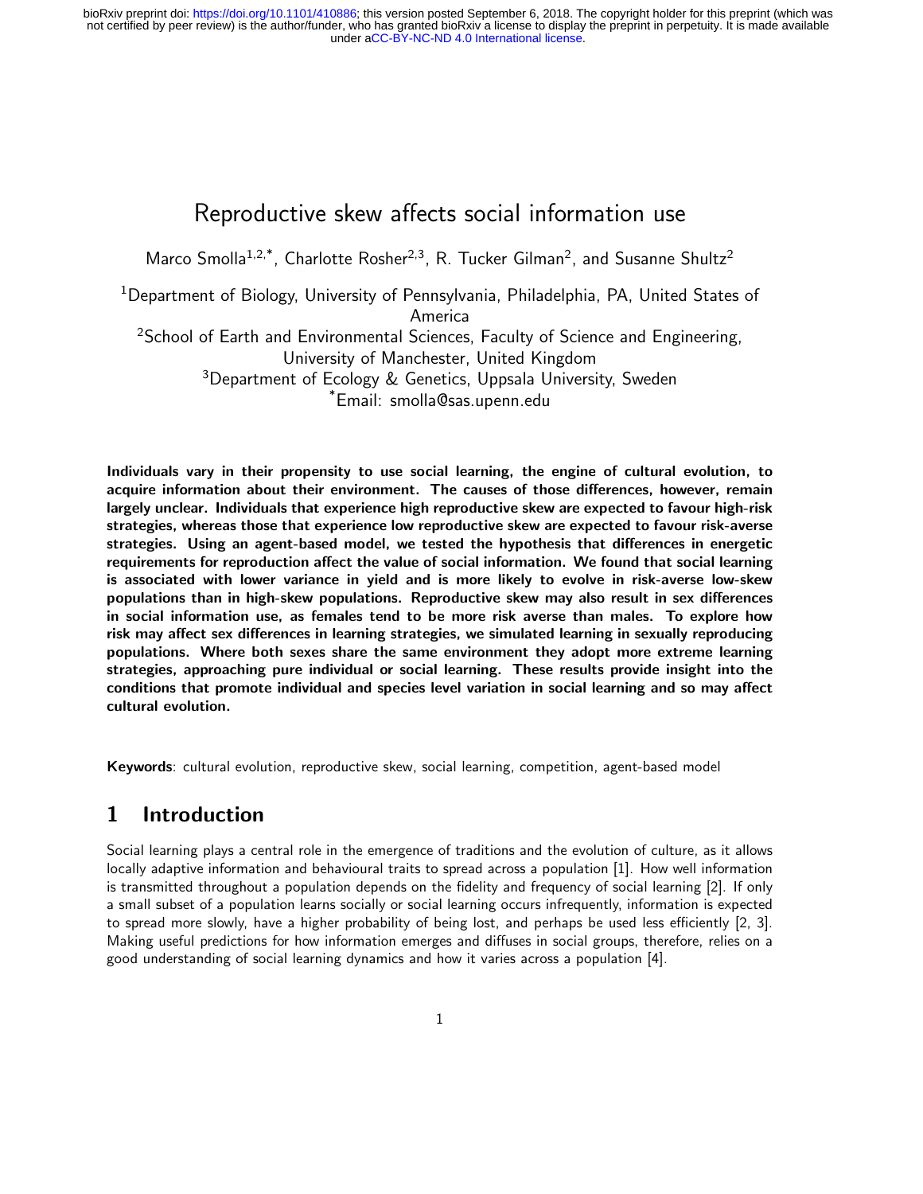# Reproductive skew affects social information use

Marco Smolla[1,2,*], Charlotte Rosher[2,3], R. Tucker Gilman[2], and Susanne Shultz[2]

[1]Department of Biology, University of Pennsylvania, Philadelphia, PA, United States of America
[2]School of Earth and Environmental Sciences, Faculty of Science and Engineering, University of Manchester, United Kingdom
[3]Department of Ecology & Genetics, Uppsala University, Sweden
[*]Email: smolla@sas.upenn.edu

**Individuals vary in their propensity to use social learning, the engine of cultural evolution, to acquire information about their environment. The causes of those differences, however, remain largely unclear. Individuals that experience high reproductive skew are expected to favour high-risk strategies, whereas those that experience low reproductive skew are expected to favour risk-averse strategies. Using an agent-based model, we tested the hypothesis that differences in energetic requirements for reproduction affect the value of social information. We found that social learning is associated with lower variance in yield and is more likely to evolve in risk-averse low-skew populations than in high-skew populations. Reproductive skew may also result in sex differences in social information use, as females tend to be more risk averse than males. To explore how risk may affect sex differences in learning strategies, we simulated learning in sexually reproducing populations. Where both sexes share the same environment they adopt more extreme learning strategies, approaching pure individual or social learning. These results provide insight into the conditions that promote individual and species level variation in social learning and so may affect cultural evolution.**

**Keywords**: cultural evolution, reproductive skew, social learning, competition, agent-based model

## 1 Introduction

Social learning plays a central role in the emergence of traditions and the evolution of culture, as it allows locally adaptive information and behavioural traits to spread across a population [1]. How well information is transmitted throughout a population depends on the fidelity and frequency of social learning [2]. If only a small subset of a population learns socially or social learning occurs infrequently, information is expected to spread more slowly, have a higher probability of being lost, and perhaps be used less efficiently [2, 3]. Making useful predictions for how information emerges and diffuses in social groups, therefore, relies on a good understanding of social learning dynamics and how it varies across a population [4].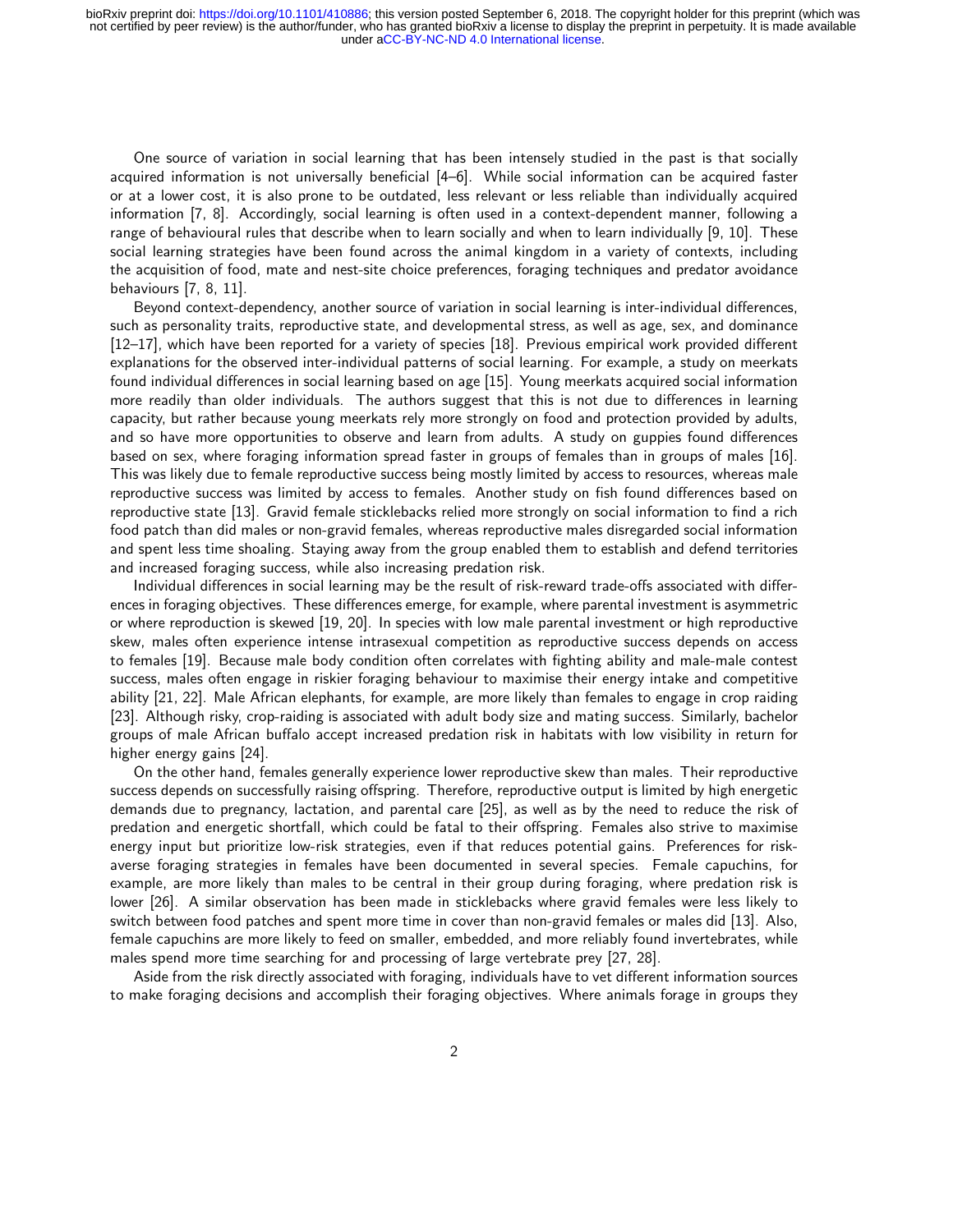One source of variation in social learning that has been intensely studied in the past is that socially acquired information is not universally beneficial [4–6]. While social information can be acquired faster or at a lower cost, it is also prone to be outdated, less relevant or less reliable than individually acquired information [7, 8]. Accordingly, social learning is often used in a context-dependent manner, following a range of behavioural rules that describe when to learn socially and when to learn individually [9, 10]. These social learning strategies have been found across the animal kingdom in a variety of contexts, including the acquisition of food, mate and nest-site choice preferences, foraging techniques and predator avoidance behaviours [7, 8, 11].

Beyond context-dependency, another source of variation in social learning is inter-individual differences, such as personality traits, reproductive state, and developmental stress, as well as age, sex, and dominance [12–17], which have been reported for a variety of species [18]. Previous empirical work provided different explanations for the observed inter-individual patterns of social learning. For example, a study on meerkats found individual differences in social learning based on age [15]. Young meerkats acquired social information more readily than older individuals. The authors suggest that this is not due to differences in learning capacity, but rather because young meerkats rely more strongly on food and protection provided by adults, and so have more opportunities to observe and learn from adults. A study on guppies found differences based on sex, where foraging information spread faster in groups of females than in groups of males [16]. This was likely due to female reproductive success being mostly limited by access to resources, whereas male reproductive success was limited by access to females. Another study on fish found differences based on reproductive state [13]. Gravid female sticklebacks relied more strongly on social information to find a rich food patch than did males or non-gravid females, whereas reproductive males disregarded social information and spent less time shoaling. Staying away from the group enabled them to establish and defend territories and increased foraging success, while also increasing predation risk.

Individual differences in social learning may be the result of risk-reward trade-offs associated with differences in foraging objectives. These differences emerge, for example, where parental investment is asymmetric or where reproduction is skewed [19, 20]. In species with low male parental investment or high reproductive skew, males often experience intense intrasexual competition as reproductive success depends on access to females [19]. Because male body condition often correlates with fighting ability and male-male contest success, males often engage in riskier foraging behaviour to maximise their energy intake and competitive ability [21, 22]. Male African elephants, for example, are more likely than females to engage in crop raiding [23]. Although risky, crop-raiding is associated with adult body size and mating success. Similarly, bachelor groups of male African buffalo accept increased predation risk in habitats with low visibility in return for higher energy gains [24].

On the other hand, females generally experience lower reproductive skew than males. Their reproductive success depends on successfully raising offspring. Therefore, reproductive output is limited by high energetic demands due to pregnancy, lactation, and parental care [25], as well as by the need to reduce the risk of predation and energetic shortfall, which could be fatal to their offspring. Females also strive to maximise energy input but prioritize low-risk strategies, even if that reduces potential gains. Preferences for risk-averse foraging strategies in females have been documented in several species. Female capuchins, for example, are more likely than males to be central in their group during foraging, where predation risk is lower [26]. A similar observation has been made in sticklebacks where gravid females were less likely to switch between food patches and spent more time in cover than non-gravid females or males did [13]. Also, female capuchins are more likely to feed on smaller, embedded, and more reliably found invertebrates, while males spend more time searching for and processing of large vertebrate prey [27, 28].

Aside from the risk directly associated with foraging, individuals have to vet different information sources to make foraging decisions and accomplish their foraging objectives. Where animals forage in groups they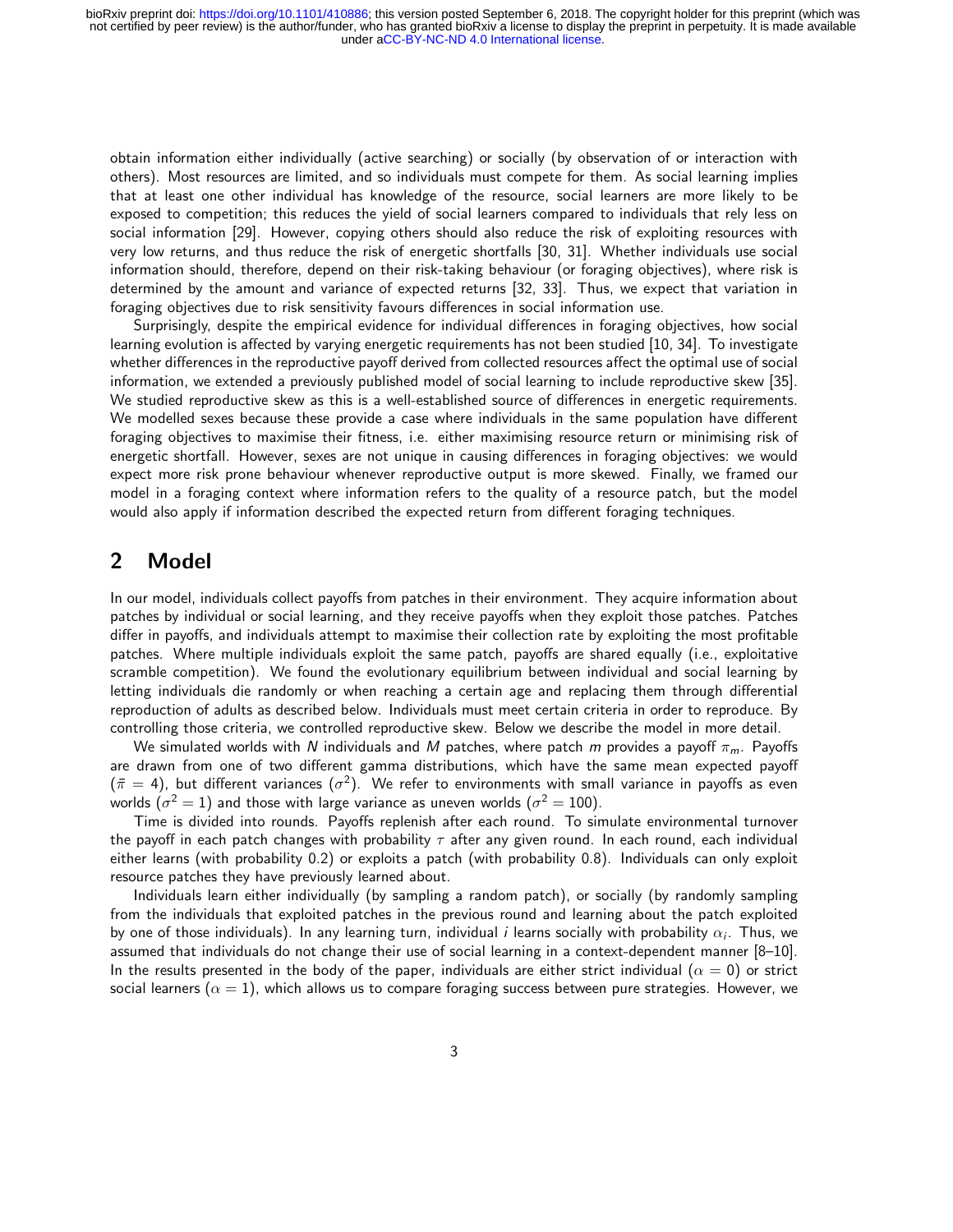obtain information either individually (active searching) or socially (by observation of or interaction with others). Most resources are limited, and so individuals must compete for them. As social learning implies that at least one other individual has knowledge of the resource, social learners are more likely to be exposed to competition; this reduces the yield of social learners compared to individuals that rely less on social information [29]. However, copying others should also reduce the risk of exploiting resources with very low returns, and thus reduce the risk of energetic shortfalls [30, 31]. Whether individuals use social information should, therefore, depend on their risk-taking behaviour (or foraging objectives), where risk is determined by the amount and variance of expected returns [32, 33]. Thus, we expect that variation in foraging objectives due to risk sensitivity favours differences in social information use.

Surprisingly, despite the empirical evidence for individual differences in foraging objectives, how social learning evolution is affected by varying energetic requirements has not been studied [10, 34]. To investigate whether differences in the reproductive payoff derived from collected resources affect the optimal use of social information, we extended a previously published model of social learning to include reproductive skew [35]. We studied reproductive skew as this is a well-established source of differences in energetic requirements. We modelled sexes because these provide a case where individuals in the same population have different foraging objectives to maximise their fitness, i.e. either maximising resource return or minimising risk of energetic shortfall. However, sexes are not unique in causing differences in foraging objectives: we would expect more risk prone behaviour whenever reproductive output is more skewed. Finally, we framed our model in a foraging context where information refers to the quality of a resource patch, but the model would also apply if information described the expected return from different foraging techniques.

## 2 Model

In our model, individuals collect payoffs from patches in their environment. They acquire information about patches by individual or social learning, and they receive payoffs when they exploit those patches. Patches differ in payoffs, and individuals attempt to maximise their collection rate by exploiting the most profitable patches. Where multiple individuals exploit the same patch, payoffs are shared equally (i.e., exploitative scramble competition). We found the evolutionary equilibrium between individual and social learning by letting individuals die randomly or when reaching a certain age and replacing them through differential reproduction of adults as described below. Individuals must meet certain criteria in order to reproduce. By controlling those criteria, we controlled reproductive skew. Below we describe the model in more detail.

We simulated worlds with $N$ individuals and $M$ patches, where patch $m$ provides a payoff $\pi_m$. Payoffs are drawn from one of two different gamma distributions, which have the same mean expected payoff ($\bar{\pi} = 4$), but different variances ($\sigma^2$). We refer to environments with small variance in payoffs as even worlds ($\sigma^2 = 1$) and those with large variance as uneven worlds ($\sigma^2 = 100$).

Time is divided into rounds. Payoffs replenish after each round. To simulate environmental turnover the payoff in each patch changes with probability $\tau$ after any given round. In each round, each individual either learns (with probability 0.2) or exploits a patch (with probability 0.8). Individuals can only exploit resource patches they have previously learned about.

Individuals learn either individually (by sampling a random patch), or socially (by randomly sampling from the individuals that exploited patches in the previous round and learning about the patch exploited by one of those individuals). In any learning turn, individual $i$ learns socially with probability $\alpha_i$. Thus, we assumed that individuals do not change their use of social learning in a context-dependent manner [8–10]. In the results presented in the body of the paper, individuals are either strict individual ($\alpha = 0$) or strict social learners ($\alpha = 1$), which allows us to compare foraging success between pure strategies. However, we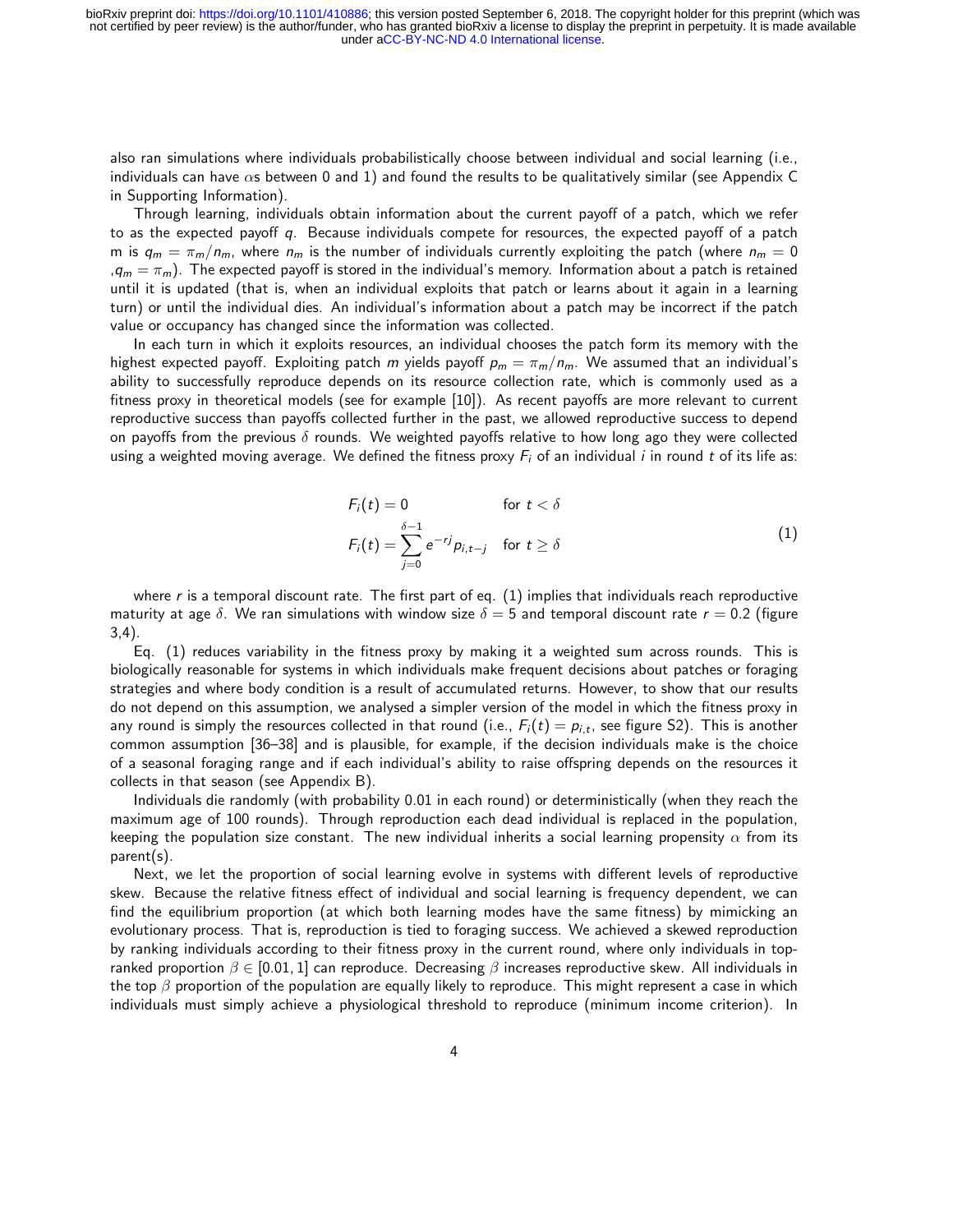also ran simulations where individuals probabilistically choose between individual and social learning (i.e., individuals can have $\alpha$s between 0 and 1) and found the results to be qualitatively similar (see Appendix C in Supporting Information).

Through learning, individuals obtain information about the current payoff of a patch, which we refer to as the expected payoff $q$. Because individuals compete for resources, the expected payoff of a patch m is $q_m = \pi_m/n_m$, where $n_m$ is the number of individuals currently exploiting the patch (where $n_m = 0$ ,$q_m = \pi_m$). The expected payoff is stored in the individual's memory. Information about a patch is retained until it is updated (that is, when an individual exploits that patch or learns about it again in a learning turn) or until the individual dies. An individual's information about a patch may be incorrect if the patch value or occupancy has changed since the information was collected.

In each turn in which it exploits resources, an individual chooses the patch form its memory with the highest expected payoff. Exploiting patch $m$ yields payoff $p_m = \pi_m/n_m$. We assumed that an individual's ability to successfully reproduce depends on its resource collection rate, which is commonly used as a fitness proxy in theoretical models (see for example [10]). As recent payoffs are more relevant to current reproductive success than payoffs collected further in the past, we allowed reproductive success to depend on payoffs from the previous $\delta$ rounds. We weighted payoffs relative to how long ago they were collected using a weighted moving average. We defined the fitness proxy $F_i$ of an individual $i$ in round $t$ of its life as:

$$
\begin{aligned}
F_i(t) &= 0 & \text{for } t < \delta \\
F_i(t) &= \sum_{j=0}^{\delta-1} e^{-rj} p_{i,t-j} & \text{for } t \geq \delta
\end{aligned}
\tag{1}
$$

where $r$ is a temporal discount rate. The first part of eq. (1) implies that individuals reach reproductive maturity at age $\delta$. We ran simulations with window size $\delta = 5$ and temporal discount rate $r = 0.2$ (figure 3,4).

Eq. (1) reduces variability in the fitness proxy by making it a weighted sum across rounds. This is biologically reasonable for systems in which individuals make frequent decisions about patches or foraging strategies and where body condition is a result of accumulated returns. However, to show that our results do not depend on this assumption, we analysed a simpler version of the model in which the fitness proxy in any round is simply the resources collected in that round (i.e., $F_i(t) = p_{i,t}$, see figure S2). This is another common assumption [36–38] and is plausible, for example, if the decision individuals make is the choice of a seasonal foraging range and if each individual's ability to raise offspring depends on the resources it collects in that season (see Appendix B).

Individuals die randomly (with probability 0.01 in each round) or deterministically (when they reach the maximum age of 100 rounds). Through reproduction each dead individual is replaced in the population, keeping the population size constant. The new individual inherits a social learning propensity $\alpha$ from its parent(s).

Next, we let the proportion of social learning evolve in systems with different levels of reproductive skew. Because the relative fitness effect of individual and social learning is frequency dependent, we can find the equilibrium proportion (at which both learning modes have the same fitness) by mimicking an evolutionary process. That is, reproduction is tied to foraging success. We achieved a skewed reproduction by ranking individuals according to their fitness proxy in the current round, where only individuals in top-ranked proportion $\beta \in [0.01, 1]$ can reproduce. Decreasing $\beta$ increases reproductive skew. All individuals in the top $\beta$ proportion of the population are equally likely to reproduce. This might represent a case in which individuals must simply achieve a physiological threshold to reproduce (minimum income criterion). In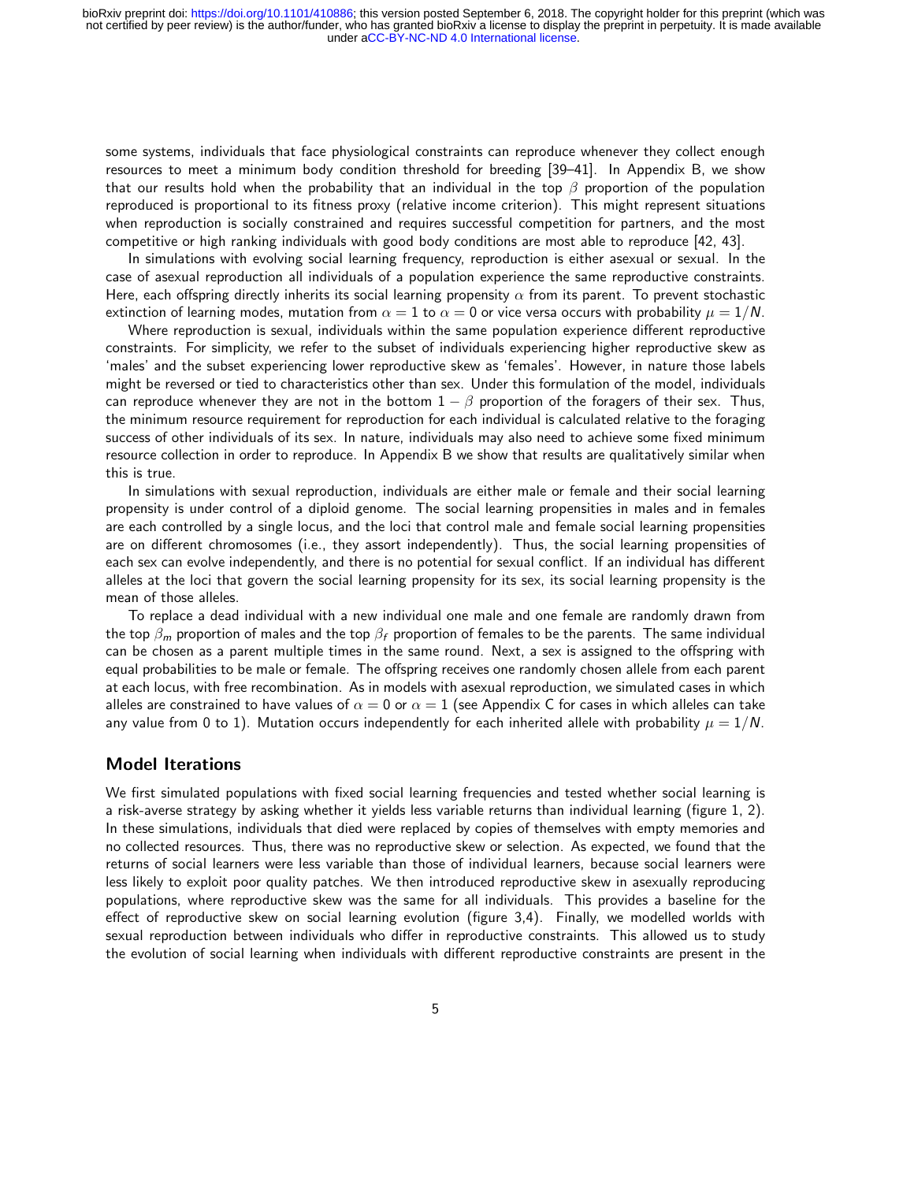some systems, individuals that face physiological constraints can reproduce whenever they collect enough resources to meet a minimum body condition threshold for breeding [39–41]. In Appendix B, we show that our results hold when the probability that an individual in the top $\beta$ proportion of the population reproduced is proportional to its fitness proxy (relative income criterion). This might represent situations when reproduction is socially constrained and requires successful competition for partners, and the most competitive or high ranking individuals with good body conditions are most able to reproduce [42, 43].

In simulations with evolving social learning frequency, reproduction is either asexual or sexual. In the case of asexual reproduction all individuals of a population experience the same reproductive constraints. Here, each offspring directly inherits its social learning propensity $\alpha$ from its parent. To prevent stochastic extinction of learning modes, mutation from $\alpha = 1$ to $\alpha = 0$ or vice versa occurs with probability $\mu = 1/N$.

Where reproduction is sexual, individuals within the same population experience different reproductive constraints. For simplicity, we refer to the subset of individuals experiencing higher reproductive skew as 'males' and the subset experiencing lower reproductive skew as 'females'. However, in nature those labels might be reversed or tied to characteristics other than sex. Under this formulation of the model, individuals can reproduce whenever they are not in the bottom $1 - \beta$ proportion of the foragers of their sex. Thus, the minimum resource requirement for reproduction for each individual is calculated relative to the foraging success of other individuals of its sex. In nature, individuals may also need to achieve some fixed minimum resource collection in order to reproduce. In Appendix B we show that results are qualitatively similar when this is true.

In simulations with sexual reproduction, individuals are either male or female and their social learning propensity is under control of a diploid genome. The social learning propensities in males and in females are each controlled by a single locus, and the loci that control male and female social learning propensities are on different chromosomes (i.e., they assort independently). Thus, the social learning propensities of each sex can evolve independently, and there is no potential for sexual conflict. If an individual has different alleles at the loci that govern the social learning propensity for its sex, its social learning propensity is the mean of those alleles.

To replace a dead individual with a new individual one male and one female are randomly drawn from the top $\beta_m$ proportion of males and the top $\beta_f$ proportion of females to be the parents. The same individual can be chosen as a parent multiple times in the same round. Next, a sex is assigned to the offspring with equal probabilities to be male or female. The offspring receives one randomly chosen allele from each parent at each locus, with free recombination. As in models with asexual reproduction, we simulated cases in which alleles are constrained to have values of $\alpha = 0$ or $\alpha = 1$ (see Appendix C for cases in which alleles can take any value from 0 to 1). Mutation occurs independently for each inherited allele with probability $\mu = 1/N$.

## Model Iterations

We first simulated populations with fixed social learning frequencies and tested whether social learning is a risk-averse strategy by asking whether it yields less variable returns than individual learning (figure 1, 2). In these simulations, individuals that died were replaced by copies of themselves with empty memories and no collected resources. Thus, there was no reproductive skew or selection. As expected, we found that the returns of social learners were less variable than those of individual learners, because social learners were less likely to exploit poor quality patches. We then introduced reproductive skew in asexually reproducing populations, where reproductive skew was the same for all individuals. This provides a baseline for the effect of reproductive skew on social learning evolution (figure 3,4). Finally, we modelled worlds with sexual reproduction between individuals who differ in reproductive constraints. This allowed us to study the evolution of social learning when individuals with different reproductive constraints are present in the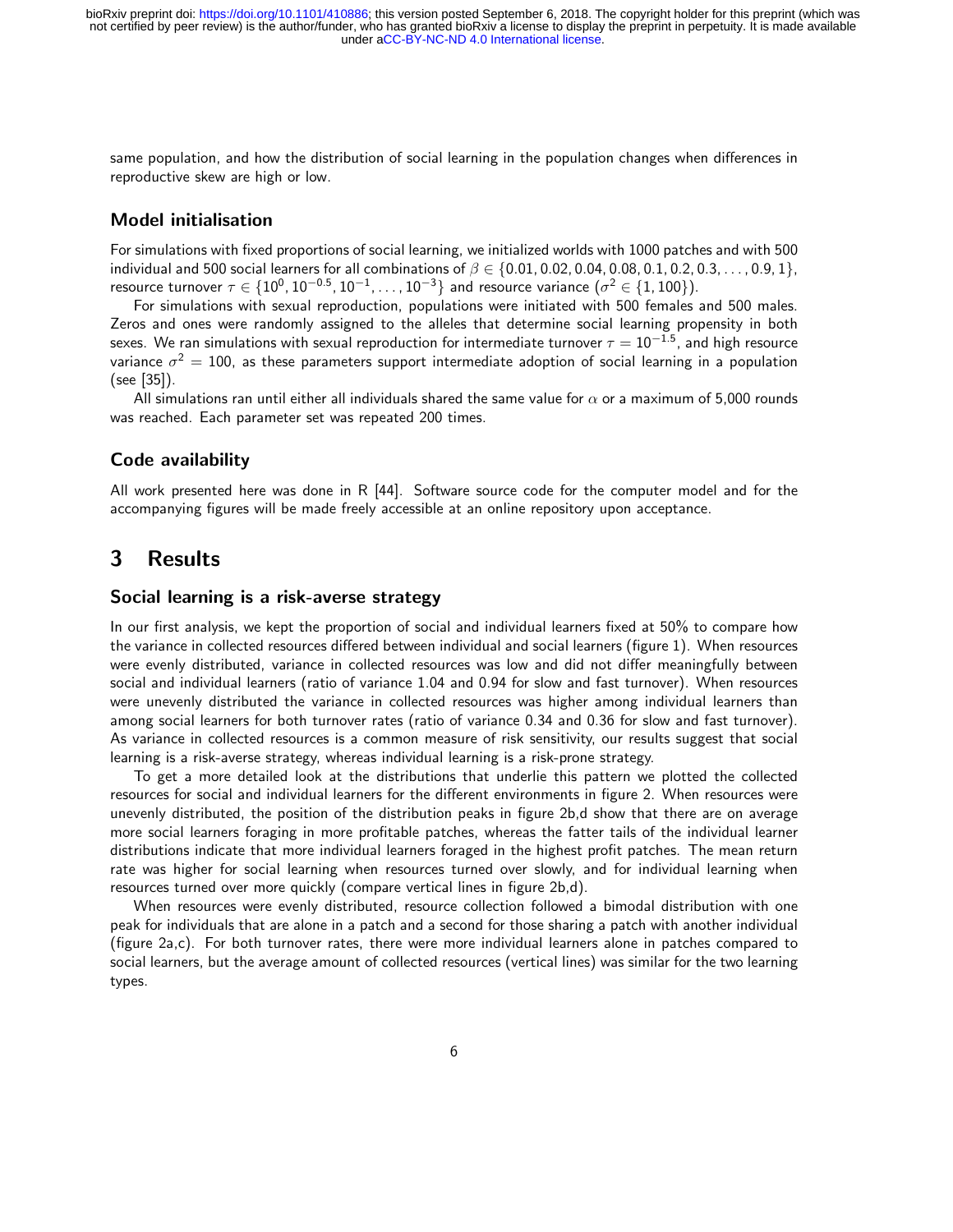same population, and how the distribution of social learning in the population changes when differences in reproductive skew are high or low.

### Model initialisation

For simulations with fixed proportions of social learning, we initialized worlds with 1000 patches and with 500 individual and 500 social learners for all combinations of $\beta \in \{0.01, 0.02, 0.04, 0.08, 0.1, 0.2, 0.3, \ldots, 0.9, 1\}$, resource turnover $\tau \in \{10^{0}, 10^{-0.5}, 10^{-1}, \ldots, 10^{-3}\}$ and resource variance ($\sigma^2 \in \{1, 100\}$).

For simulations with sexual reproduction, populations were initiated with 500 females and 500 males. Zeros and ones were randomly assigned to the alleles that determine social learning propensity in both sexes. We ran simulations with sexual reproduction for intermediate turnover $\tau = 10^{-1.5}$, and high resource variance $\sigma^2 = 100$, as these parameters support intermediate adoption of social learning in a population (see [35]).

All simulations ran until either all individuals shared the same value for $\alpha$ or a maximum of 5,000 rounds was reached. Each parameter set was repeated 200 times.

### Code availability

All work presented here was done in R [44]. Software source code for the computer model and for the accompanying figures will be made freely accessible at an online repository upon acceptance.

## 3 Results

### Social learning is a risk-averse strategy

In our first analysis, we kept the proportion of social and individual learners fixed at 50% to compare how the variance in collected resources differed between individual and social learners (figure 1). When resources were evenly distributed, variance in collected resources was low and did not differ meaningfully between social and individual learners (ratio of variance 1.04 and 0.94 for slow and fast turnover). When resources were unevenly distributed the variance in collected resources was higher among individual learners than among social learners for both turnover rates (ratio of variance 0.34 and 0.36 for slow and fast turnover). As variance in collected resources is a common measure of risk sensitivity, our results suggest that social learning is a risk-averse strategy, whereas individual learning is a risk-prone strategy.

To get a more detailed look at the distributions that underlie this pattern we plotted the collected resources for social and individual learners for the different environments in figure 2. When resources were unevenly distributed, the position of the distribution peaks in figure 2b,d show that there are on average more social learners foraging in more profitable patches, whereas the fatter tails of the individual learner distributions indicate that more individual learners foraged in the highest profit patches. The mean return rate was higher for social learning when resources turned over slowly, and for individual learning when resources turned over more quickly (compare vertical lines in figure 2b,d).

When resources were evenly distributed, resource collection followed a bimodal distribution with one peak for individuals that are alone in a patch and a second for those sharing a patch with another individual (figure 2a,c). For both turnover rates, there were more individual learners alone in patches compared to social learners, but the average amount of collected resources (vertical lines) was similar for the two learning types.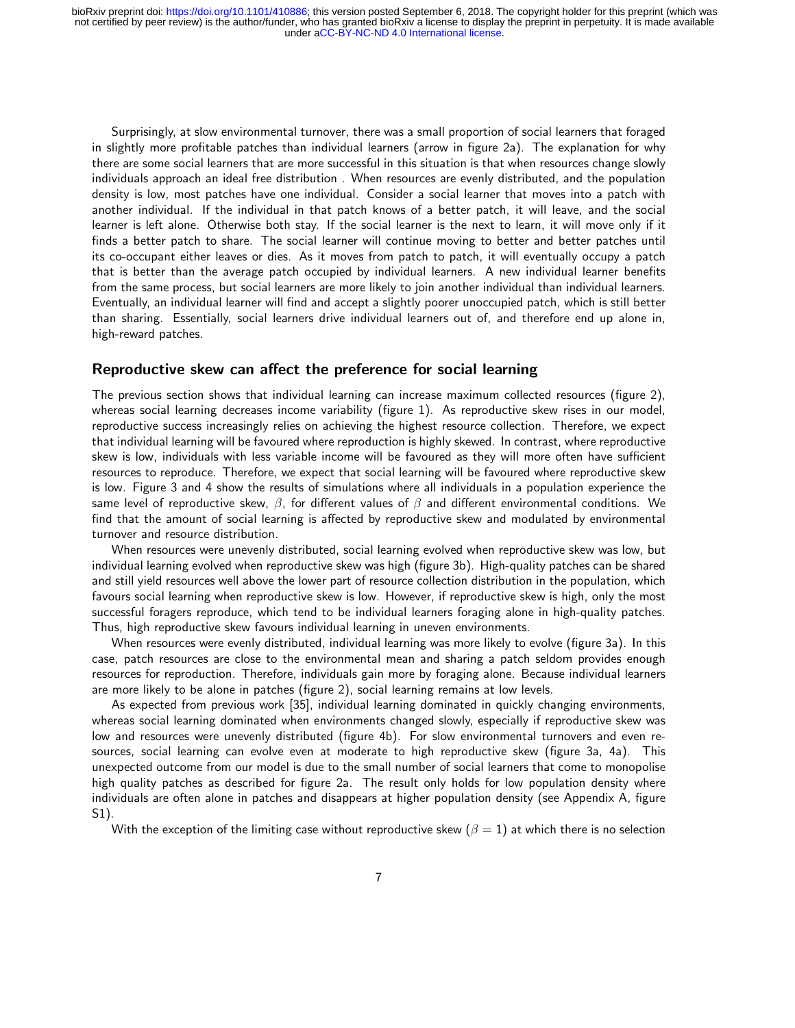Surprisingly, at slow environmental turnover, there was a small proportion of social learners that foraged in slightly more profitable patches than individual learners (arrow in figure 2a). The explanation for why there are some social learners that are more successful in this situation is that when resources change slowly individuals approach an ideal free distribution . When resources are evenly distributed, and the population density is low, most patches have one individual. Consider a social learner that moves into a patch with another individual. If the individual in that patch knows of a better patch, it will leave, and the social learner is left alone. Otherwise both stay. If the social learner is the next to learn, it will move only if it finds a better patch to share. The social learner will continue moving to better and better patches until its co-occupant either leaves or dies. As it moves from patch to patch, it will eventually occupy a patch that is better than the average patch occupied by individual learners. A new individual learner benefits from the same process, but social learners are more likely to join another individual than individual learners. Eventually, an individual learner will find and accept a slightly poorer unoccupied patch, which is still better than sharing. Essentially, social learners drive individual learners out of, and therefore end up alone in, high-reward patches.

## Reproductive skew can affect the preference for social learning

The previous section shows that individual learning can increase maximum collected resources (figure 2), whereas social learning decreases income variability (figure 1). As reproductive skew rises in our model, reproductive success increasingly relies on achieving the highest resource collection. Therefore, we expect that individual learning will be favoured where reproduction is highly skewed. In contrast, where reproductive skew is low, individuals with less variable income will be favoured as they will more often have sufficient resources to reproduce. Therefore, we expect that social learning will be favoured where reproductive skew is low. Figure 3 and 4 show the results of simulations where all individuals in a population experience the same level of reproductive skew, $\beta$, for different values of $\beta$ and different environmental conditions. We find that the amount of social learning is affected by reproductive skew and modulated by environmental turnover and resource distribution.

When resources were unevenly distributed, social learning evolved when reproductive skew was low, but individual learning evolved when reproductive skew was high (figure 3b). High-quality patches can be shared and still yield resources well above the lower part of resource collection distribution in the population, which favours social learning when reproductive skew is low. However, if reproductive skew is high, only the most successful foragers reproduce, which tend to be individual learners foraging alone in high-quality patches. Thus, high reproductive skew favours individual learning in uneven environments.

When resources were evenly distributed, individual learning was more likely to evolve (figure 3a). In this case, patch resources are close to the environmental mean and sharing a patch seldom provides enough resources for reproduction. Therefore, individuals gain more by foraging alone. Because individual learners are more likely to be alone in patches (figure 2), social learning remains at low levels.

As expected from previous work [35], individual learning dominated in quickly changing environments, whereas social learning dominated when environments changed slowly, especially if reproductive skew was low and resources were unevenly distributed (figure 4b). For slow environmental turnovers and even resources, social learning can evolve even at moderate to high reproductive skew (figure 3a, 4a). This unexpected outcome from our model is due to the small number of social learners that come to monopolise high quality patches as described for figure 2a. The result only holds for low population density where individuals are often alone in patches and disappears at higher population density (see Appendix A, figure S1).

With the exception of the limiting case without reproductive skew ($\beta = 1$) at which there is no selection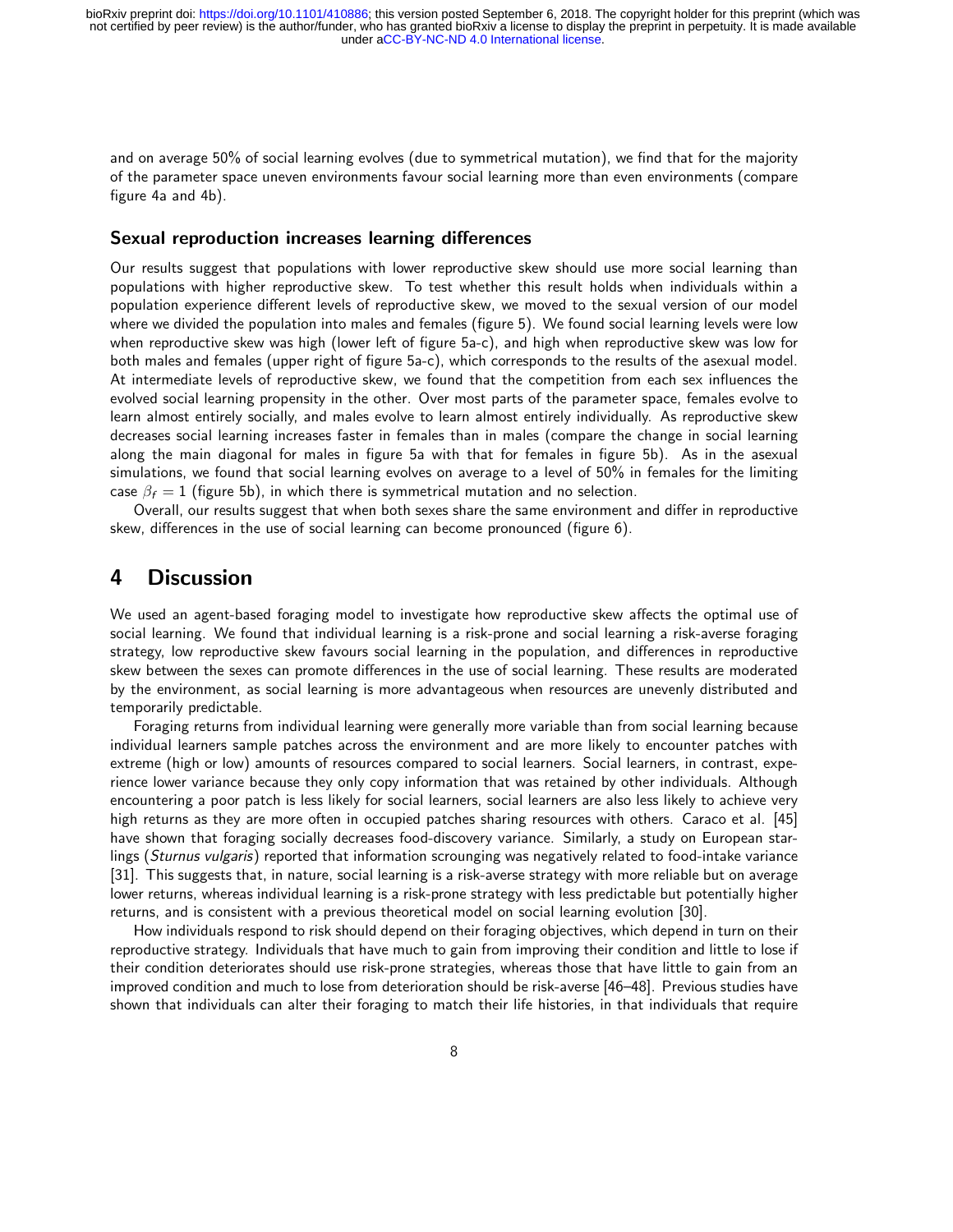and on average 50% of social learning evolves (due to symmetrical mutation), we find that for the majority of the parameter space uneven environments favour social learning more than even environments (compare figure 4a and 4b).

### Sexual reproduction increases learning differences

Our results suggest that populations with lower reproductive skew should use more social learning than populations with higher reproductive skew. To test whether this result holds when individuals within a population experience different levels of reproductive skew, we moved to the sexual version of our model where we divided the population into males and females (figure 5). We found social learning levels were low when reproductive skew was high (lower left of figure 5a-c), and high when reproductive skew was low for both males and females (upper right of figure 5a-c), which corresponds to the results of the asexual model. At intermediate levels of reproductive skew, we found that the competition from each sex influences the evolved social learning propensity in the other. Over most parts of the parameter space, females evolve to learn almost entirely socially, and males evolve to learn almost entirely individually. As reproductive skew decreases social learning increases faster in females than in males (compare the change in social learning along the main diagonal for males in figure 5a with that for females in figure 5b). As in the asexual simulations, we found that social learning evolves on average to a level of 50% in females for the limiting case $\beta_f = 1$ (figure 5b), in which there is symmetrical mutation and no selection.

Overall, our results suggest that when both sexes share the same environment and differ in reproductive skew, differences in the use of social learning can become pronounced (figure 6).

## 4 Discussion

We used an agent-based foraging model to investigate how reproductive skew affects the optimal use of social learning. We found that individual learning is a risk-prone and social learning a risk-averse foraging strategy, low reproductive skew favours social learning in the population, and differences in reproductive skew between the sexes can promote differences in the use of social learning. These results are moderated by the environment, as social learning is more advantageous when resources are unevenly distributed and temporarily predictable.

Foraging returns from individual learning were generally more variable than from social learning because individual learners sample patches across the environment and are more likely to encounter patches with extreme (high or low) amounts of resources compared to social learners. Social learners, in contrast, experience lower variance because they only copy information that was retained by other individuals. Although encountering a poor patch is less likely for social learners, social learners are also less likely to achieve very high returns as they are more often in occupied patches sharing resources with others. Caraco et al. [45] have shown that foraging socially decreases food-discovery variance. Similarly, a study on European starlings (*Sturnus vulgaris*) reported that information scrounging was negatively related to food-intake variance [31]. This suggests that, in nature, social learning is a risk-averse strategy with more reliable but on average lower returns, whereas individual learning is a risk-prone strategy with less predictable but potentially higher returns, and is consistent with a previous theoretical model on social learning evolution [30].

How individuals respond to risk should depend on their foraging objectives, which depend in turn on their reproductive strategy. Individuals that have much to gain from improving their condition and little to lose if their condition deteriorates should use risk-prone strategies, whereas those that have little to gain from an improved condition and much to lose from deterioration should be risk-averse [46–48]. Previous studies have shown that individuals can alter their foraging to match their life histories, in that individuals that require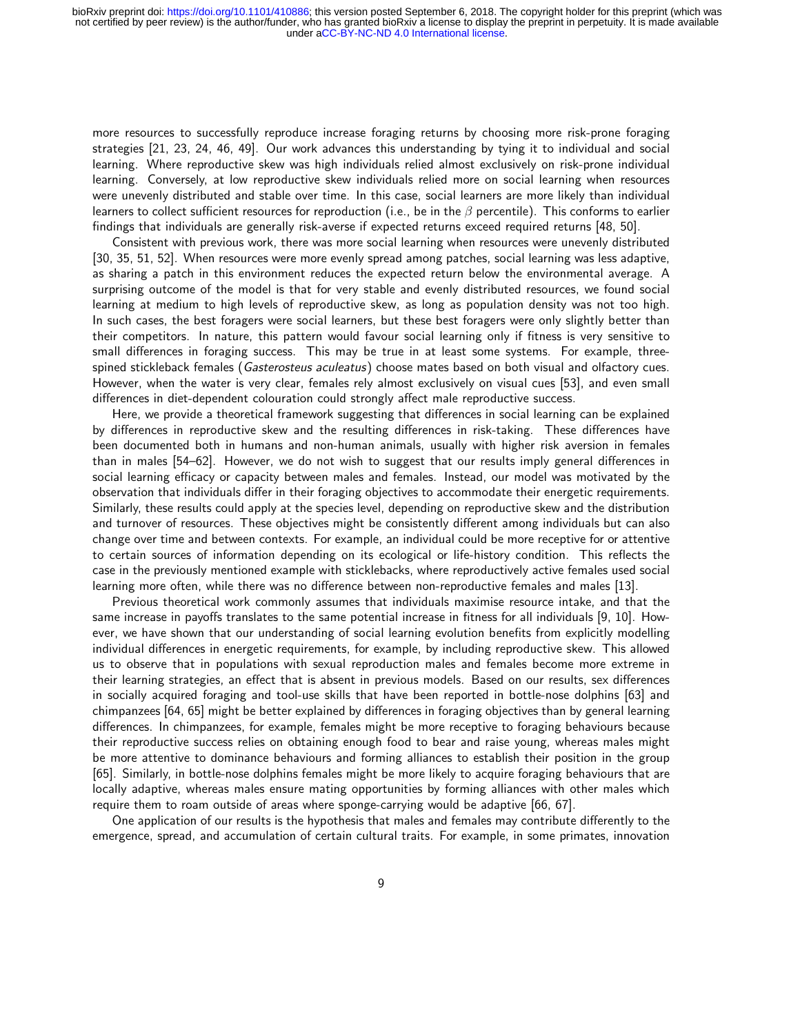more resources to successfully reproduce increase foraging returns by choosing more risk-prone foraging strategies [21, 23, 24, 46, 49]. Our work advances this understanding by tying it to individual and social learning. Where reproductive skew was high individuals relied almost exclusively on risk-prone individual learning. Conversely, at low reproductive skew individuals relied more on social learning when resources were unevenly distributed and stable over time. In this case, social learners are more likely than individual learners to collect sufficient resources for reproduction (i.e., be in the $\beta$ percentile). This conforms to earlier findings that individuals are generally risk-averse if expected returns exceed required returns [48, 50].

Consistent with previous work, there was more social learning when resources were unevenly distributed [30, 35, 51, 52]. When resources were more evenly spread among patches, social learning was less adaptive, as sharing a patch in this environment reduces the expected return below the environmental average. A surprising outcome of the model is that for very stable and evenly distributed resources, we found social learning at medium to high levels of reproductive skew, as long as population density was not too high. In such cases, the best foragers were social learners, but these best foragers were only slightly better than their competitors. In nature, this pattern would favour social learning only if fitness is very sensitive to small differences in foraging success. This may be true in at least some systems. For example, three-spined stickleback females (*Gasterosteus aculeatus*) choose mates based on both visual and olfactory cues. However, when the water is very clear, females rely almost exclusively on visual cues [53], and even small differences in diet-dependent colouration could strongly affect male reproductive success.

Here, we provide a theoretical framework suggesting that differences in social learning can be explained by differences in reproductive skew and the resulting differences in risk-taking. These differences have been documented both in humans and non-human animals, usually with higher risk aversion in females than in males [54–62]. However, we do not wish to suggest that our results imply general differences in social learning efficacy or capacity between males and females. Instead, our model was motivated by the observation that individuals differ in their foraging objectives to accommodate their energetic requirements. Similarly, these results could apply at the species level, depending on reproductive skew and the distribution and turnover of resources. These objectives might be consistently different among individuals but can also change over time and between contexts. For example, an individual could be more receptive for or attentive to certain sources of information depending on its ecological or life-history condition. This reflects the case in the previously mentioned example with sticklebacks, where reproductively active females used social learning more often, while there was no difference between non-reproductive females and males [13].

Previous theoretical work commonly assumes that individuals maximise resource intake, and that the same increase in payoffs translates to the same potential increase in fitness for all individuals [9, 10]. However, we have shown that our understanding of social learning evolution benefits from explicitly modelling individual differences in energetic requirements, for example, by including reproductive skew. This allowed us to observe that in populations with sexual reproduction males and females become more extreme in their learning strategies, an effect that is absent in previous models. Based on our results, sex differences in socially acquired foraging and tool-use skills that have been reported in bottle-nose dolphins [63] and chimpanzees [64, 65] might be better explained by differences in foraging objectives than by general learning differences. In chimpanzees, for example, females might be more receptive to foraging behaviours because their reproductive success relies on obtaining enough food to bear and raise young, whereas males might be more attentive to dominance behaviours and forming alliances to establish their position in the group [65]. Similarly, in bottle-nose dolphins females might be more likely to acquire foraging behaviours that are locally adaptive, whereas males ensure mating opportunities by forming alliances with other males which require them to roam outside of areas where sponge-carrying would be adaptive [66, 67].

One application of our results is the hypothesis that males and females may contribute differently to the emergence, spread, and accumulation of certain cultural traits. For example, in some primates, innovation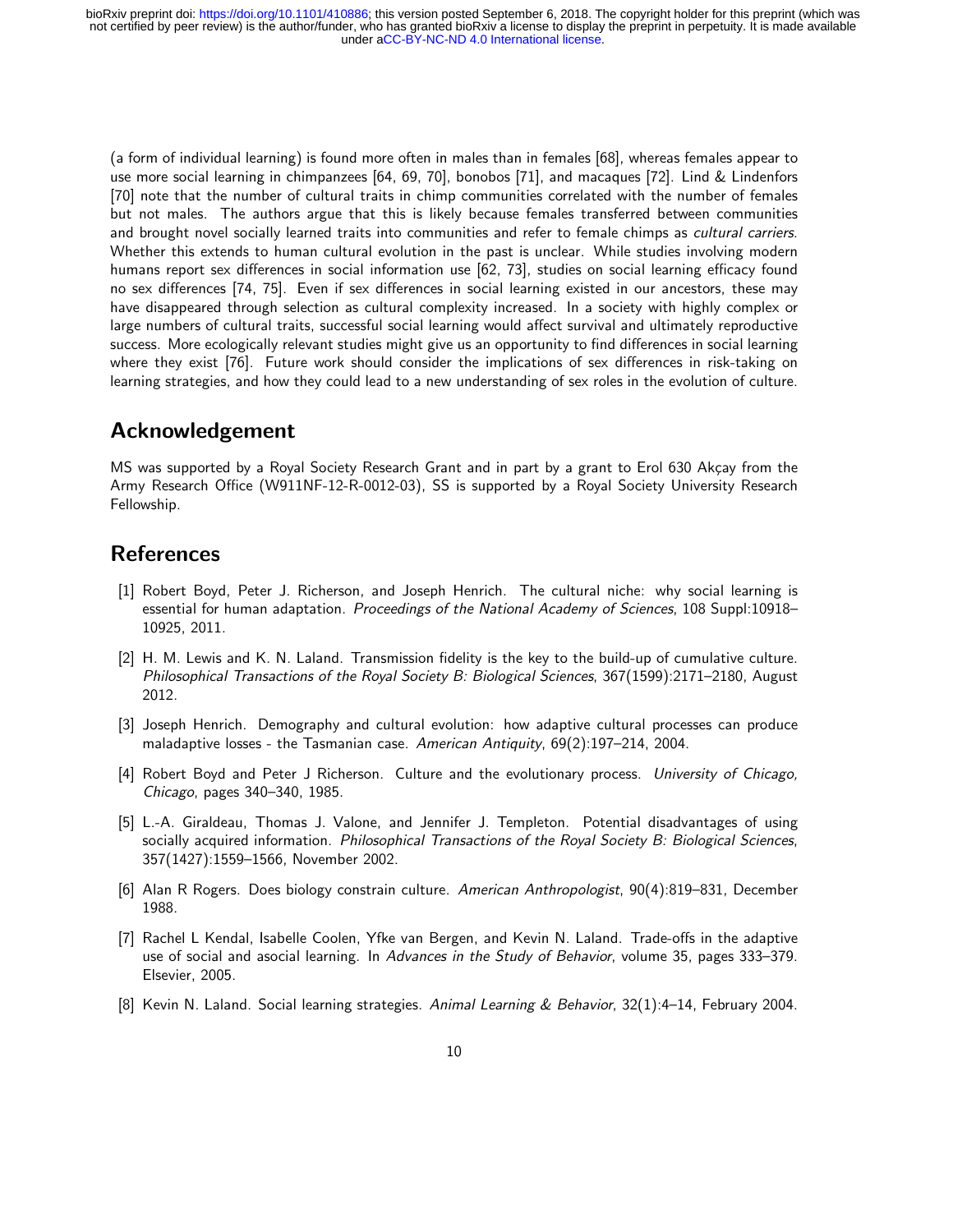(a form of individual learning) is found more often in males than in females [68], whereas females appear to use more social learning in chimpanzees [64, 69, 70], bonobos [71], and macaques [72]. Lind & Lindenfors [70] note that the number of cultural traits in chimp communities correlated with the number of females but not males. The authors argue that this is likely because females transferred between communities and brought novel socially learned traits into communities and refer to female chimps as *cultural carriers*. Whether this extends to human cultural evolution in the past is unclear. While studies involving modern humans report sex differences in social information use [62, 73], studies on social learning efficacy found no sex differences [74, 75]. Even if sex differences in social learning existed in our ancestors, these may have disappeared through selection as cultural complexity increased. In a society with highly complex or large numbers of cultural traits, successful social learning would affect survival and ultimately reproductive success. More ecologically relevant studies might give us an opportunity to find differences in social learning where they exist [76]. Future work should consider the implications of sex differences in risk-taking on learning strategies, and how they could lead to a new understanding of sex roles in the evolution of culture.

## Acknowledgement

MS was supported by a Royal Society Research Grant and in part by a grant to Erol 630 Akçay from the Army Research Office (W911NF-12-R-0012-03), SS is supported by a Royal Society University Research Fellowship.

## References

[1] Robert Boyd, Peter J. Richerson, and Joseph Henrich. The cultural niche: why social learning is essential for human adaptation. *Proceedings of the National Academy of Sciences*, 108 Suppl:10918–10925, 2011.

[2] H. M. Lewis and K. N. Laland. Transmission fidelity is the key to the build-up of cumulative culture. *Philosophical Transactions of the Royal Society B: Biological Sciences*, 367(1599):2171–2180, August 2012.

[3] Joseph Henrich. Demography and cultural evolution: how adaptive cultural processes can produce maladaptive losses - the Tasmanian case. *American Antiquity*, 69(2):197–214, 2004.

[4] Robert Boyd and Peter J Richerson. Culture and the evolutionary process. *University of Chicago, Chicago*, pages 340–340, 1985.

[5] L.-A. Giraldeau, Thomas J. Valone, and Jennifer J. Templeton. Potential disadvantages of using socially acquired information. *Philosophical Transactions of the Royal Society B: Biological Sciences*, 357(1427):1559–1566, November 2002.

[6] Alan R Rogers. Does biology constrain culture. *American Anthropologist*, 90(4):819–831, December 1988.

[7] Rachel L Kendal, Isabelle Coolen, Yfke van Bergen, and Kevin N. Laland. Trade-offs in the adaptive use of social and asocial learning. In *Advances in the Study of Behavior*, volume 35, pages 333–379. Elsevier, 2005.

[8] Kevin N. Laland. Social learning strategies. *Animal Learning & Behavior*, 32(1):4–14, February 2004.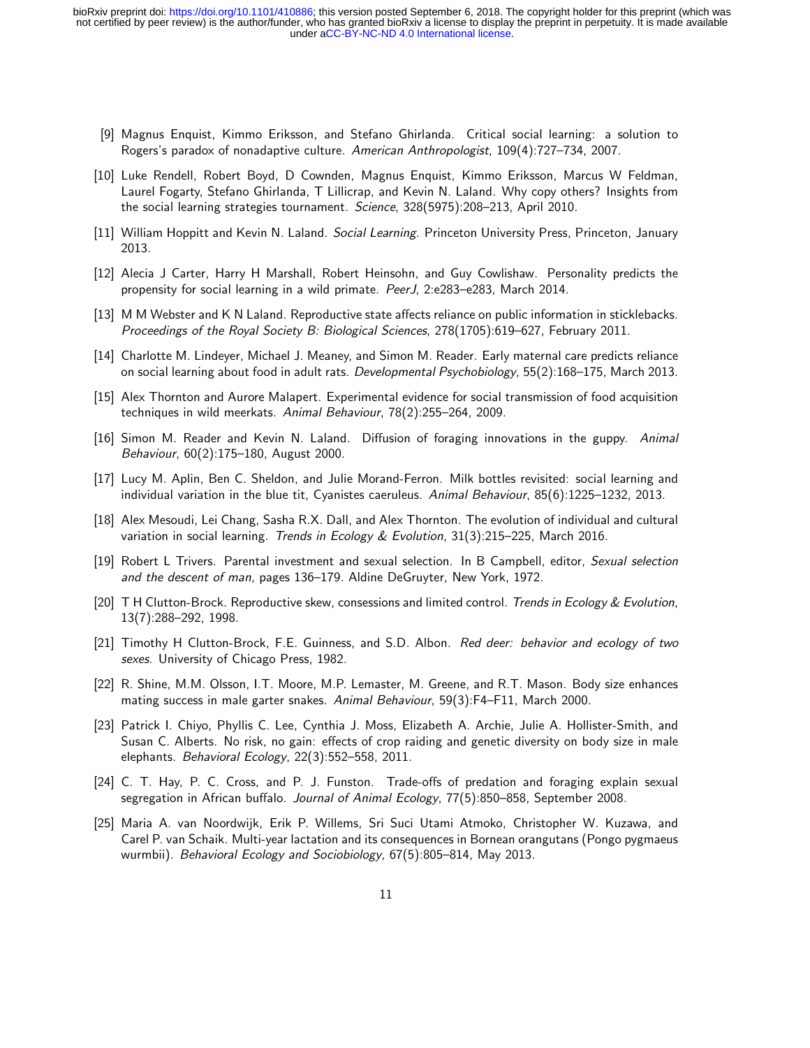[9] Magnus Enquist, Kimmo Eriksson, and Stefano Ghirlanda. Critical social learning: a solution to Rogers's paradox of nonadaptive culture. *American Anthropologist*, 109(4):727–734, 2007.

[10] Luke Rendell, Robert Boyd, D Cownden, Magnus Enquist, Kimmo Eriksson, Marcus W Feldman, Laurel Fogarty, Stefano Ghirlanda, T Lillicrap, and Kevin N. Laland. Why copy others? Insights from the social learning strategies tournament. *Science*, 328(5975):208–213, April 2010.

[11] William Hoppitt and Kevin N. Laland. *Social Learning*. Princeton University Press, Princeton, January 2013.

[12] Alecia J Carter, Harry H Marshall, Robert Heinsohn, and Guy Cowlishaw. Personality predicts the propensity for social learning in a wild primate. *PeerJ*, 2:e283–e283, March 2014.

[13] M M Webster and K N Laland. Reproductive state affects reliance on public information in sticklebacks. *Proceedings of the Royal Society B: Biological Sciences*, 278(1705):619–627, February 2011.

[14] Charlotte M. Lindeyer, Michael J. Meaney, and Simon M. Reader. Early maternal care predicts reliance on social learning about food in adult rats. *Developmental Psychobiology*, 55(2):168–175, March 2013.

[15] Alex Thornton and Aurore Malapert. Experimental evidence for social transmission of food acquisition techniques in wild meerkats. *Animal Behaviour*, 78(2):255–264, 2009.

[16] Simon M. Reader and Kevin N. Laland. Diffusion of foraging innovations in the guppy. *Animal Behaviour*, 60(2):175–180, August 2000.

[17] Lucy M. Aplin, Ben C. Sheldon, and Julie Morand-Ferron. Milk bottles revisited: social learning and individual variation in the blue tit, Cyanistes caeruleus. *Animal Behaviour*, 85(6):1225–1232, 2013.

[18] Alex Mesoudi, Lei Chang, Sasha R.X. Dall, and Alex Thornton. The evolution of individual and cultural variation in social learning. *Trends in Ecology & Evolution*, 31(3):215–225, March 2016.

[19] Robert L Trivers. Parental investment and sexual selection. In B Campbell, editor, *Sexual selection and the descent of man*, pages 136–179. Aldine DeGruyter, New York, 1972.

[20] T H Clutton-Brock. Reproductive skew, consessions and limited control. *Trends in Ecology & Evolution*, 13(7):288–292, 1998.

[21] Timothy H Clutton-Brock, F.E. Guinness, and S.D. Albon. *Red deer: behavior and ecology of two sexes*. University of Chicago Press, 1982.

[22] R. Shine, M.M. Olsson, I.T. Moore, M.P. Lemaster, M. Greene, and R.T. Mason. Body size enhances mating success in male garter snakes. *Animal Behaviour*, 59(3):F4–F11, March 2000.

[23] Patrick I. Chiyo, Phyllis C. Lee, Cynthia J. Moss, Elizabeth A. Archie, Julie A. Hollister-Smith, and Susan C. Alberts. No risk, no gain: effects of crop raiding and genetic diversity on body size in male elephants. *Behavioral Ecology*, 22(3):552–558, 2011.

[24] C. T. Hay, P. C. Cross, and P. J. Funston. Trade-offs of predation and foraging explain sexual segregation in African buffalo. *Journal of Animal Ecology*, 77(5):850–858, September 2008.

[25] Maria A. van Noordwijk, Erik P. Willems, Sri Suci Utami Atmoko, Christopher W. Kuzawa, and Carel P. van Schaik. Multi-year lactation and its consequences in Bornean orangutans (Pongo pygmaeus wurmbii). *Behavioral Ecology and Sociobiology*, 67(5):805–814, May 2013.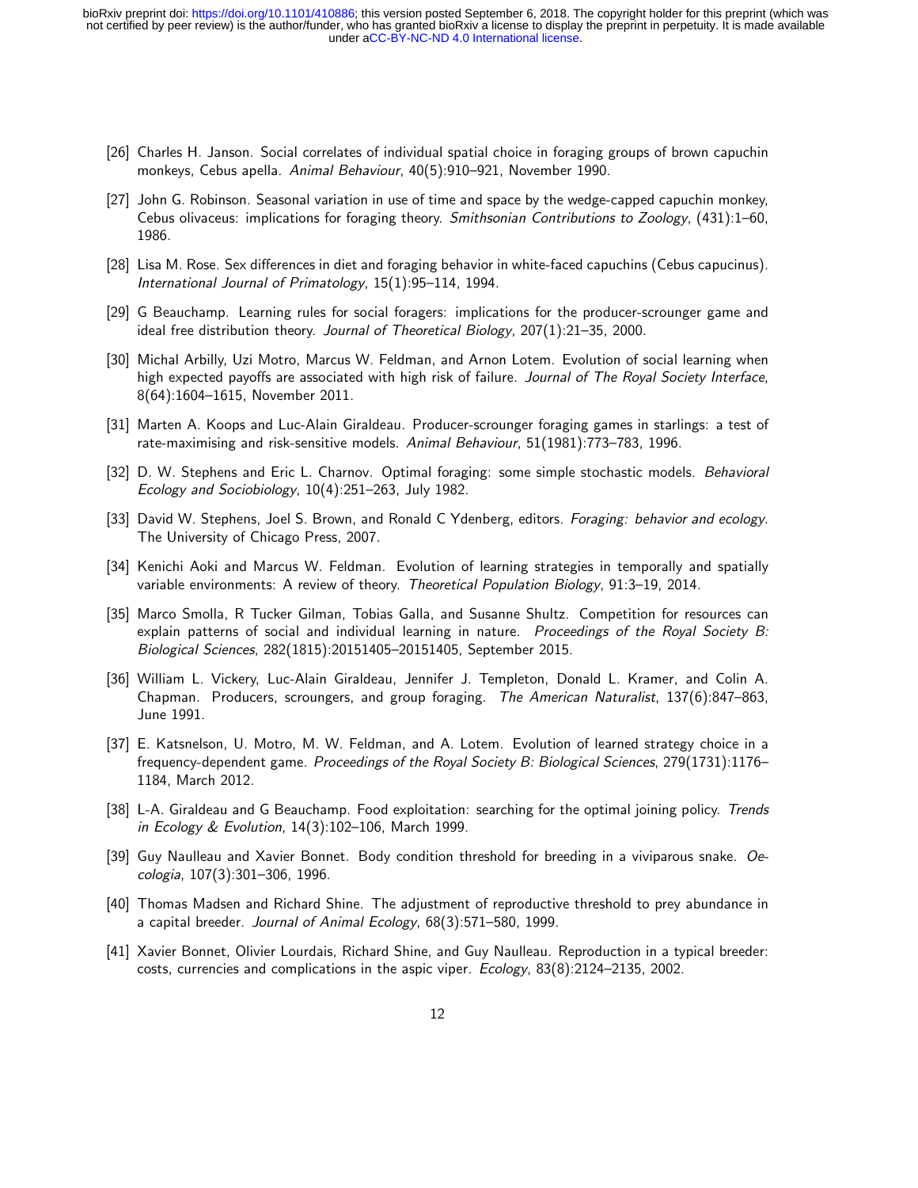[26] Charles H. Janson. Social correlates of individual spatial choice in foraging groups of brown capuchin monkeys, Cebus apella. *Animal Behaviour*, 40(5):910–921, November 1990.

[27] John G. Robinson. Seasonal variation in use of time and space by the wedge-capped capuchin monkey, Cebus olivaceus: implications for foraging theory. *Smithsonian Contributions to Zoology*, (431):1–60, 1986.

[28] Lisa M. Rose. Sex differences in diet and foraging behavior in white-faced capuchins (Cebus capucinus). *International Journal of Primatology*, 15(1):95–114, 1994.

[29] G Beauchamp. Learning rules for social foragers: implications for the producer-scrounger game and ideal free distribution theory. *Journal of Theoretical Biology*, 207(1):21–35, 2000.

[30] Michal Arbilly, Uzi Motro, Marcus W. Feldman, and Arnon Lotem. Evolution of social learning when high expected payoffs are associated with high risk of failure. *Journal of The Royal Society Interface*, 8(64):1604–1615, November 2011.

[31] Marten A. Koops and Luc-Alain Giraldeau. Producer-scrounger foraging games in starlings: a test of rate-maximising and risk-sensitive models. *Animal Behaviour*, 51(1981):773–783, 1996.

[32] D. W. Stephens and Eric L. Charnov. Optimal foraging: some simple stochastic models. *Behavioral Ecology and Sociobiology*, 10(4):251–263, July 1982.

[33] David W. Stephens, Joel S. Brown, and Ronald C Ydenberg, editors. *Foraging: behavior and ecology*. The University of Chicago Press, 2007.

[34] Kenichi Aoki and Marcus W. Feldman. Evolution of learning strategies in temporally and spatially variable environments: A review of theory. *Theoretical Population Biology*, 91:3–19, 2014.

[35] Marco Smolla, R Tucker Gilman, Tobias Galla, and Susanne Shultz. Competition for resources can explain patterns of social and individual learning in nature. *Proceedings of the Royal Society B: Biological Sciences*, 282(1815):20151405–20151405, September 2015.

[36] William L. Vickery, Luc-Alain Giraldeau, Jennifer J. Templeton, Donald L. Kramer, and Colin A. Chapman. Producers, scroungers, and group foraging. *The American Naturalist*, 137(6):847–863, June 1991.

[37] E. Katsnelson, U. Motro, M. W. Feldman, and A. Lotem. Evolution of learned strategy choice in a frequency-dependent game. *Proceedings of the Royal Society B: Biological Sciences*, 279(1731):1176–1184, March 2012.

[38] L-A. Giraldeau and G Beauchamp. Food exploitation: searching for the optimal joining policy. *Trends in Ecology & Evolution*, 14(3):102–106, March 1999.

[39] Guy Naulleau and Xavier Bonnet. Body condition threshold for breeding in a viviparous snake. *Oecologia*, 107(3):301–306, 1996.

[40] Thomas Madsen and Richard Shine. The adjustment of reproductive threshold to prey abundance in a capital breeder. *Journal of Animal Ecology*, 68(3):571–580, 1999.

[41] Xavier Bonnet, Olivier Lourdais, Richard Shine, and Guy Naulleau. Reproduction in a typical breeder: costs, currencies and complications in the aspic viper. *Ecology*, 83(8):2124–2135, 2002.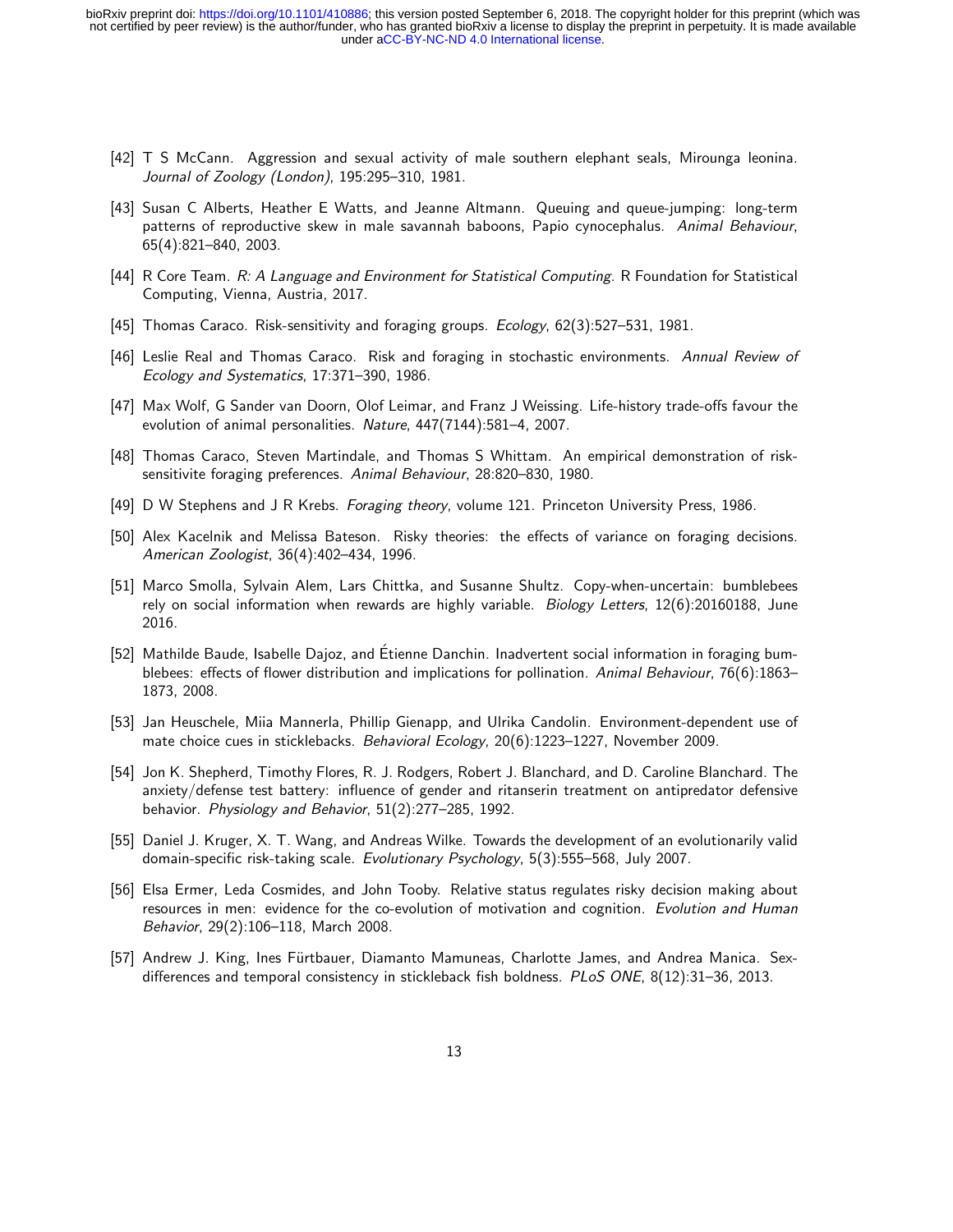[42] T S McCann. Aggression and sexual activity of male southern elephant seals, Mirounga leonina. *Journal of Zoology (London)*, 195:295–310, 1981.

[43] Susan C Alberts, Heather E Watts, and Jeanne Altmann. Queuing and queue-jumping: long-term patterns of reproductive skew in male savannah baboons, Papio cynocephalus. *Animal Behaviour*, 65(4):821–840, 2003.

[44] R Core Team. *R: A Language and Environment for Statistical Computing*. R Foundation for Statistical Computing, Vienna, Austria, 2017.

[45] Thomas Caraco. Risk-sensitivity and foraging groups. *Ecology*, 62(3):527–531, 1981.

[46] Leslie Real and Thomas Caraco. Risk and foraging in stochastic environments. *Annual Review of Ecology and Systematics*, 17:371–390, 1986.

[47] Max Wolf, G Sander van Doorn, Olof Leimar, and Franz J Weissing. Life-history trade-offs favour the evolution of animal personalities. *Nature*, 447(7144):581–4, 2007.

[48] Thomas Caraco, Steven Martindale, and Thomas S Whittam. An empirical demonstration of risk-sensitivite foraging preferences. *Animal Behaviour*, 28:820–830, 1980.

[49] D W Stephens and J R Krebs. *Foraging theory*, volume 121. Princeton University Press, 1986.

[50] Alex Kacelnik and Melissa Bateson. Risky theories: the effects of variance on foraging decisions. *American Zoologist*, 36(4):402–434, 1996.

[51] Marco Smolla, Sylvain Alem, Lars Chittka, and Susanne Shultz. Copy-when-uncertain: bumblebees rely on social information when rewards are highly variable. *Biology Letters*, 12(6):20160188, June 2016.

[52] Mathilde Baude, Isabelle Dajoz, and Étienne Danchin. Inadvertent social information in foraging bumblebees: effects of flower distribution and implications for pollination. *Animal Behaviour*, 76(6):1863–1873, 2008.

[53] Jan Heuschele, Miia Mannerla, Phillip Gienapp, and Ulrika Candolin. Environment-dependent use of mate choice cues in sticklebacks. *Behavioral Ecology*, 20(6):1223–1227, November 2009.

[54] Jon K. Shepherd, Timothy Flores, R. J. Rodgers, Robert J. Blanchard, and D. Caroline Blanchard. The anxiety/defense test battery: influence of gender and ritanserin treatment on antipredator defensive behavior. *Physiology and Behavior*, 51(2):277–285, 1992.

[55] Daniel J. Kruger, X. T. Wang, and Andreas Wilke. Towards the development of an evolutionarily valid domain-specific risk-taking scale. *Evolutionary Psychology*, 5(3):555–568, July 2007.

[56] Elsa Ermer, Leda Cosmides, and John Tooby. Relative status regulates risky decision making about resources in men: evidence for the co-evolution of motivation and cognition. *Evolution and Human Behavior*, 29(2):106–118, March 2008.

[57] Andrew J. King, Ines Fürtbauer, Diamanto Mamuneas, Charlotte James, and Andrea Manica. Sex-differences and temporal consistency in stickleback fish boldness. *PLoS ONE*, 8(12):31–36, 2013.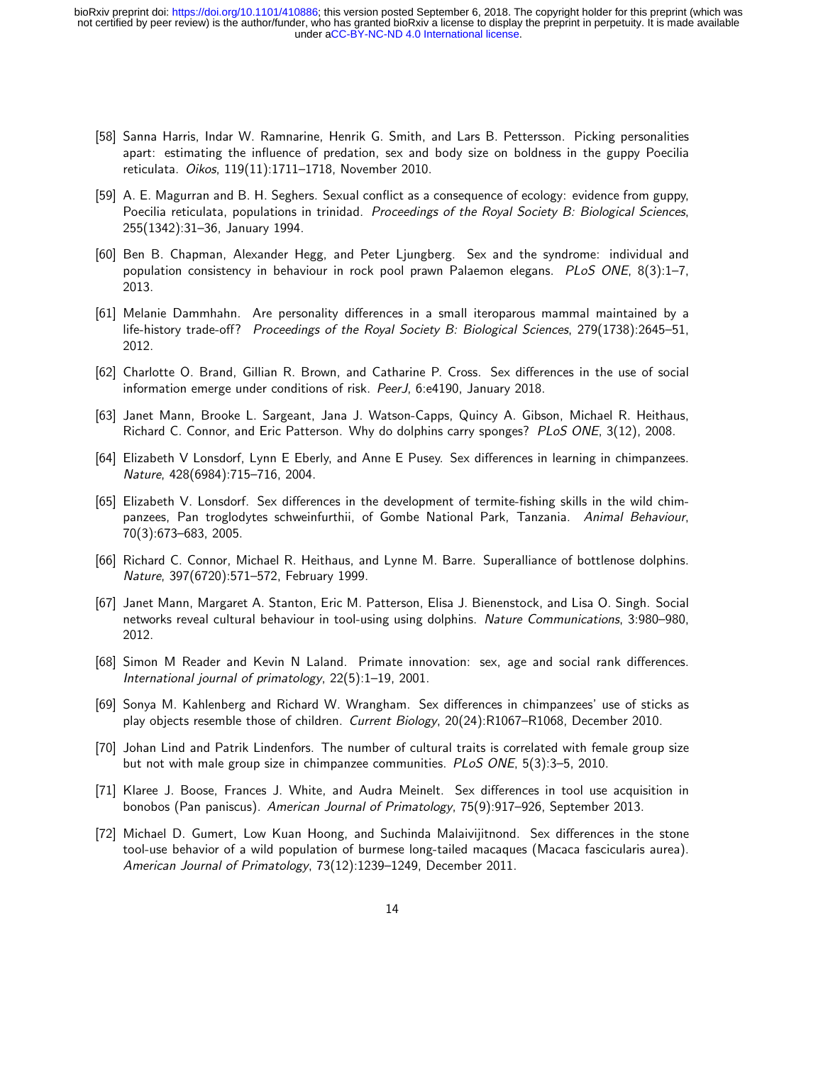[58] Sanna Harris, Indar W. Ramnarine, Henrik G. Smith, and Lars B. Pettersson. Picking personalities apart: estimating the influence of predation, sex and body size on boldness in the guppy Poecilia reticulata. *Oikos*, 119(11):1711–1718, November 2010.

[59] A. E. Magurran and B. H. Seghers. Sexual conflict as a consequence of ecology: evidence from guppy, Poecilia reticulata, populations in trinidad. *Proceedings of the Royal Society B: Biological Sciences*, 255(1342):31–36, January 1994.

[60] Ben B. Chapman, Alexander Hegg, and Peter Ljungberg. Sex and the syndrome: individual and population consistency in behaviour in rock pool prawn Palaemon elegans. *PLoS ONE*, 8(3):1–7, 2013.

[61] Melanie Dammhahn. Are personality differences in a small iteroparous mammal maintained by a life-history trade-off? *Proceedings of the Royal Society B: Biological Sciences*, 279(1738):2645–51, 2012.

[62] Charlotte O. Brand, Gillian R. Brown, and Catharine P. Cross. Sex differences in the use of social information emerge under conditions of risk. *PeerJ*, 6:e4190, January 2018.

[63] Janet Mann, Brooke L. Sargeant, Jana J. Watson-Capps, Quincy A. Gibson, Michael R. Heithaus, Richard C. Connor, and Eric Patterson. Why do dolphins carry sponges? *PLoS ONE*, 3(12), 2008.

[64] Elizabeth V Lonsdorf, Lynn E Eberly, and Anne E Pusey. Sex differences in learning in chimpanzees. *Nature*, 428(6984):715–716, 2004.

[65] Elizabeth V. Lonsdorf. Sex differences in the development of termite-fishing skills in the wild chimpanzees, Pan troglodytes schweinfurthii, of Gombe National Park, Tanzania. *Animal Behaviour*, 70(3):673–683, 2005.

[66] Richard C. Connor, Michael R. Heithaus, and Lynne M. Barre. Superalliance of bottlenose dolphins. *Nature*, 397(6720):571–572, February 1999.

[67] Janet Mann, Margaret A. Stanton, Eric M. Patterson, Elisa J. Bienenstock, and Lisa O. Singh. Social networks reveal cultural behaviour in tool-using using dolphins. *Nature Communications*, 3:980–980, 2012.

[68] Simon M Reader and Kevin N Laland. Primate innovation: sex, age and social rank differences. *International journal of primatology*, 22(5):1–19, 2001.

[69] Sonya M. Kahlenberg and Richard W. Wrangham. Sex differences in chimpanzees' use of sticks as play objects resemble those of children. *Current Biology*, 20(24):R1067–R1068, December 2010.

[70] Johan Lind and Patrik Lindenfors. The number of cultural traits is correlated with female group size but not with male group size in chimpanzee communities. *PLoS ONE*, 5(3):3–5, 2010.

[71] Klaree J. Boose, Frances J. White, and Audra Meinelt. Sex differences in tool use acquisition in bonobos (Pan paniscus). *American Journal of Primatology*, 75(9):917–926, September 2013.

[72] Michael D. Gumert, Low Kuan Hoong, and Suchinda Malaivijitnond. Sex differences in the stone tool-use behavior of a wild population of burmese long-tailed macaques (Macaca fascicularis aurea). *American Journal of Primatology*, 73(12):1239–1249, December 2011.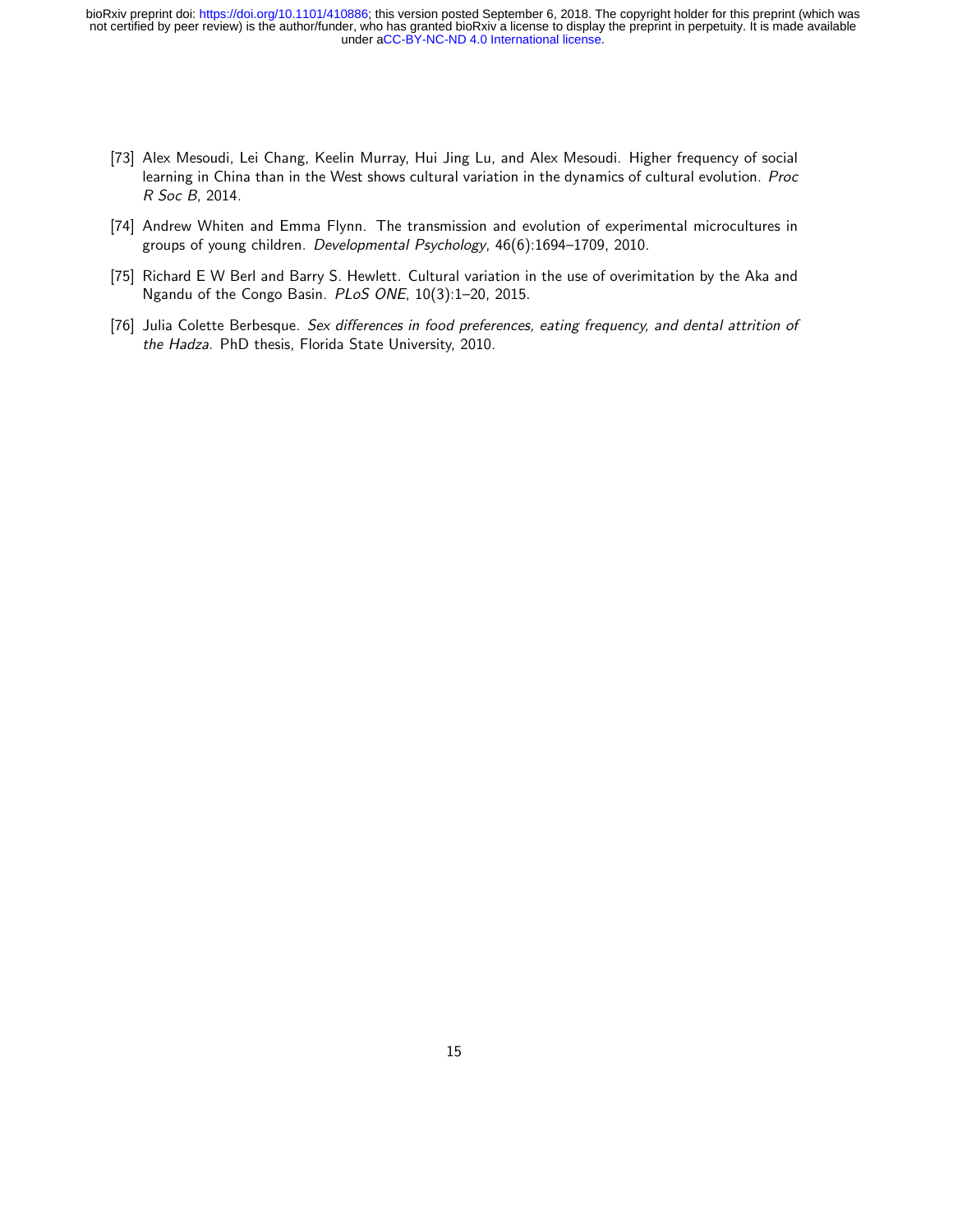[73] Alex Mesoudi, Lei Chang, Keelin Murray, Hui Jing Lu, and Alex Mesoudi. Higher frequency of social learning in China than in the West shows cultural variation in the dynamics of cultural evolution. *Proc R Soc B*, 2014.

[74] Andrew Whiten and Emma Flynn. The transmission and evolution of experimental microcultures in groups of young children. *Developmental Psychology*, 46(6):1694–1709, 2010.

[75] Richard E W Berl and Barry S. Hewlett. Cultural variation in the use of overimitation by the Aka and Ngandu of the Congo Basin. *PLoS ONE*, 10(3):1–20, 2015.

[76] Julia Colette Berbesque. *Sex differences in food preferences, eating frequency, and dental attrition of the Hadza*. PhD thesis, Florida State University, 2010.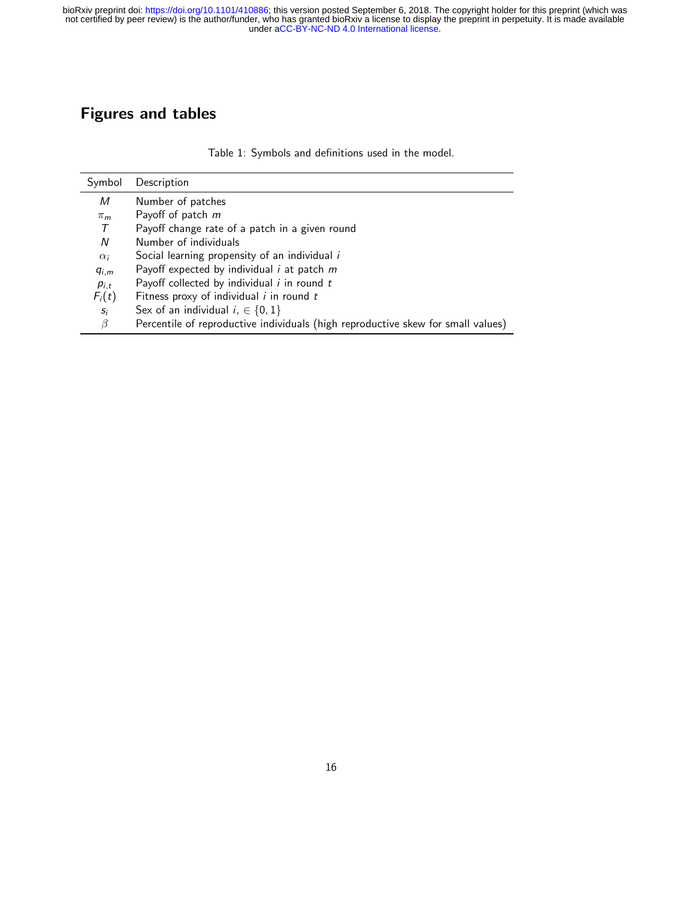## Figures and tables

Table 1: Symbols and definitions used in the model.

| Symbol | Description |
|---|---|
| $M$ | Number of patches |
| $\pi_m$ | Payoff of patch $m$ |
| $T$ | Payoff change rate of a patch in a given round |
| $N$ | Number of individuals |
| $\alpha_i$ | Social learning propensity of an individual $i$ |
| $q_{i,m}$ | Payoff expected by individual $i$ at patch $m$ |
| $p_{i,t}$ | Payoff collected by individual $i$ in round $t$ |
| $F_i(t)$ | Fitness proxy of individual $i$ in round $t$ |
| $s_i$ | Sex of an individual $i$, $\in \{0, 1\}$ |
| $\beta$ | Percentile of reproductive individuals (high reproductive skew for small values) |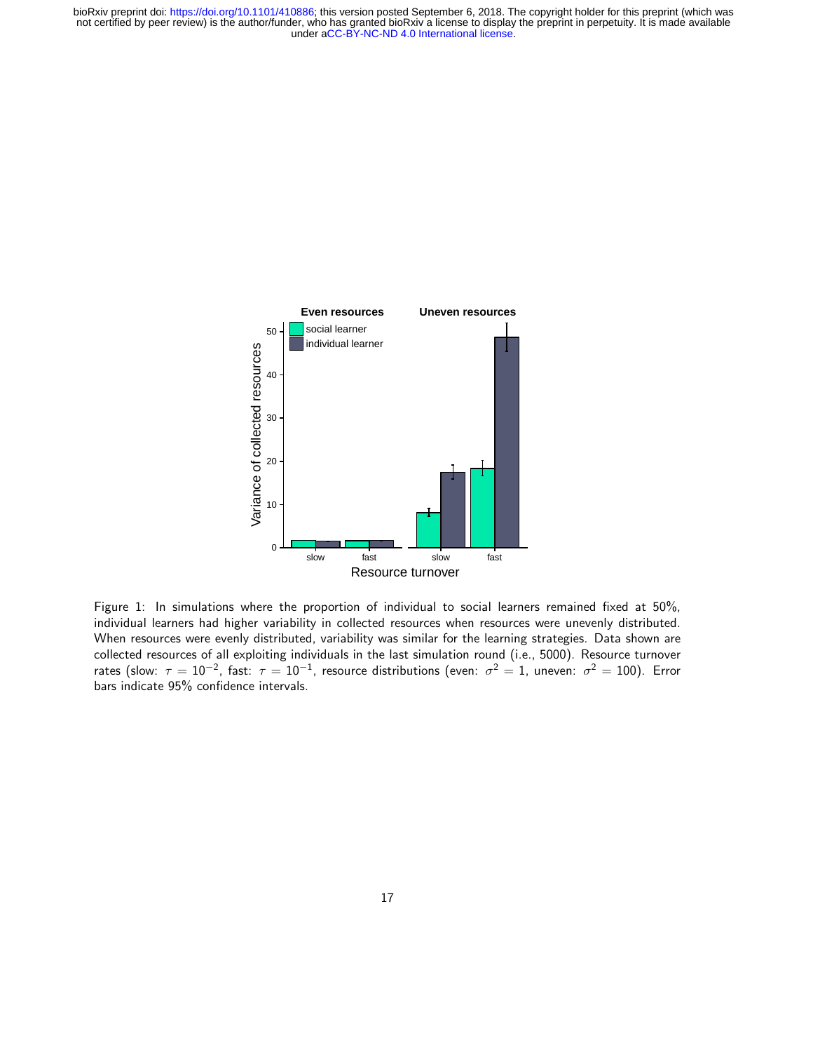Even resources

Uneven resources

social learner

individual learner

Variance of collected resources

50

40

30

20

10

0

slow

fast

slow

fast

Resource turnover

Figure 1: In simulations where the proportion of individual to social learners remained fixed at 50%, individual learners had higher variability in collected resources when resources were unevenly distributed. When resources were evenly distributed, variability was similar for the learning strategies. Data shown are collected resources of all exploiting individuals in the last simulation round (i.e., 5000). Resource turnover rates (slow: $\tau = 10^{-2}$, fast: $\tau = 10^{-1}$, resource distributions (even: $\sigma^2 = 1$, uneven: $\sigma^2 = 100$). Error bars indicate 95% confidence intervals.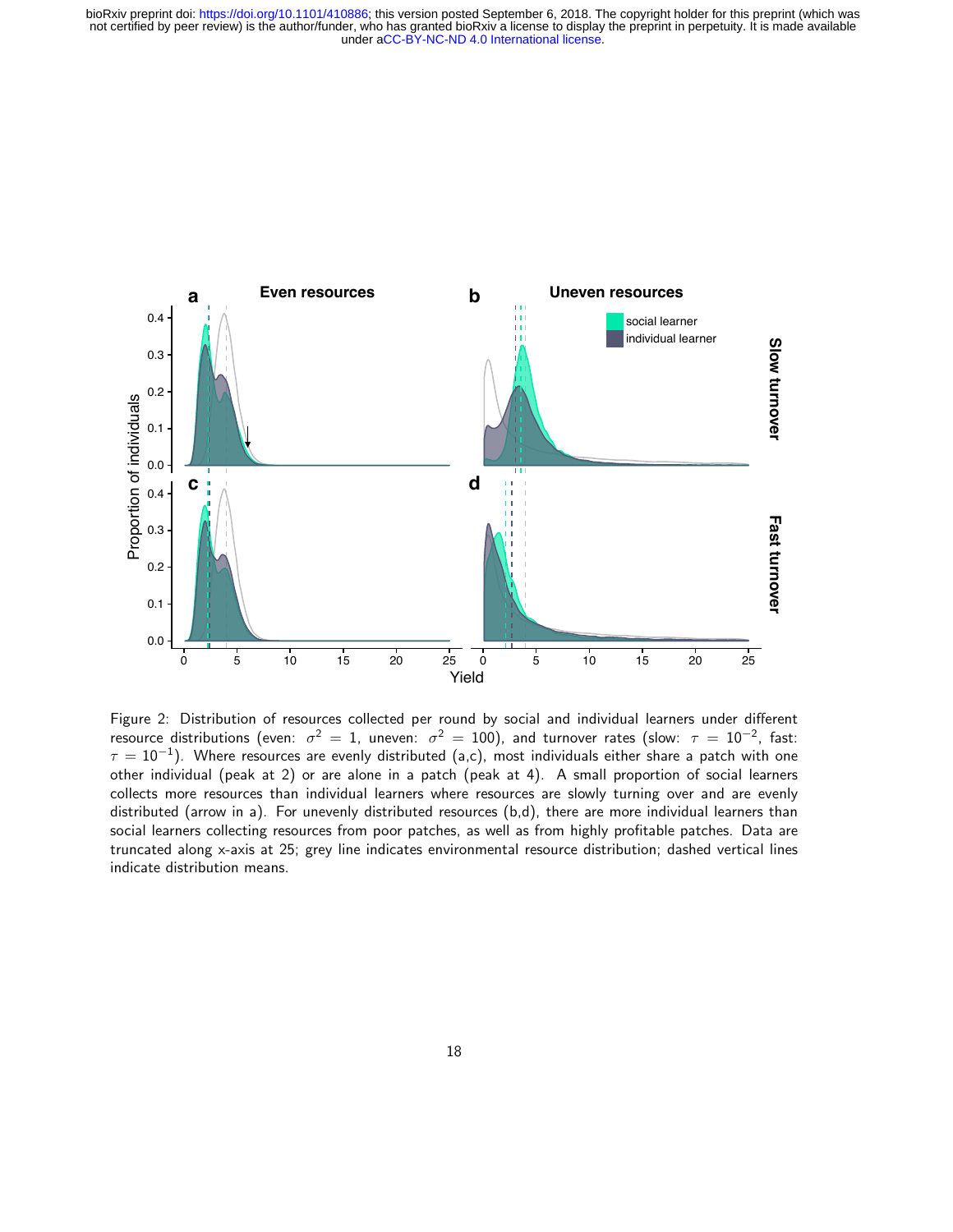a

Even resources

b

Uneven resources

social learner

individual learner

Slow turnover

c

d

Fast turnover

Proportion of individuals

0.0
0.1
0.2
0.3
0.4

0
5
10
15
20
25

Yield

Figure 2: Distribution of resources collected per round by social and individual learners under different resource distributions (even: $\sigma^2 = 1$, uneven: $\sigma^2 = 100$), and turnover rates (slow: $\tau = 10^{-2}$, fast: $\tau = 10^{-1}$). Where resources are evenly distributed (a,c), most individuals either share a patch with one other individual (peak at 2) or are alone in a patch (peak at 4). A small proportion of social learners collects more resources than individual learners where resources are slowly turning over and are evenly distributed (arrow in a). For unevenly distributed resources (b,d), there are more individual learners than social learners collecting resources from poor patches, as well as from highly profitable patches. Data are truncated along x-axis at 25; grey line indicates environmental resource distribution; dashed vertical lines indicate distribution means.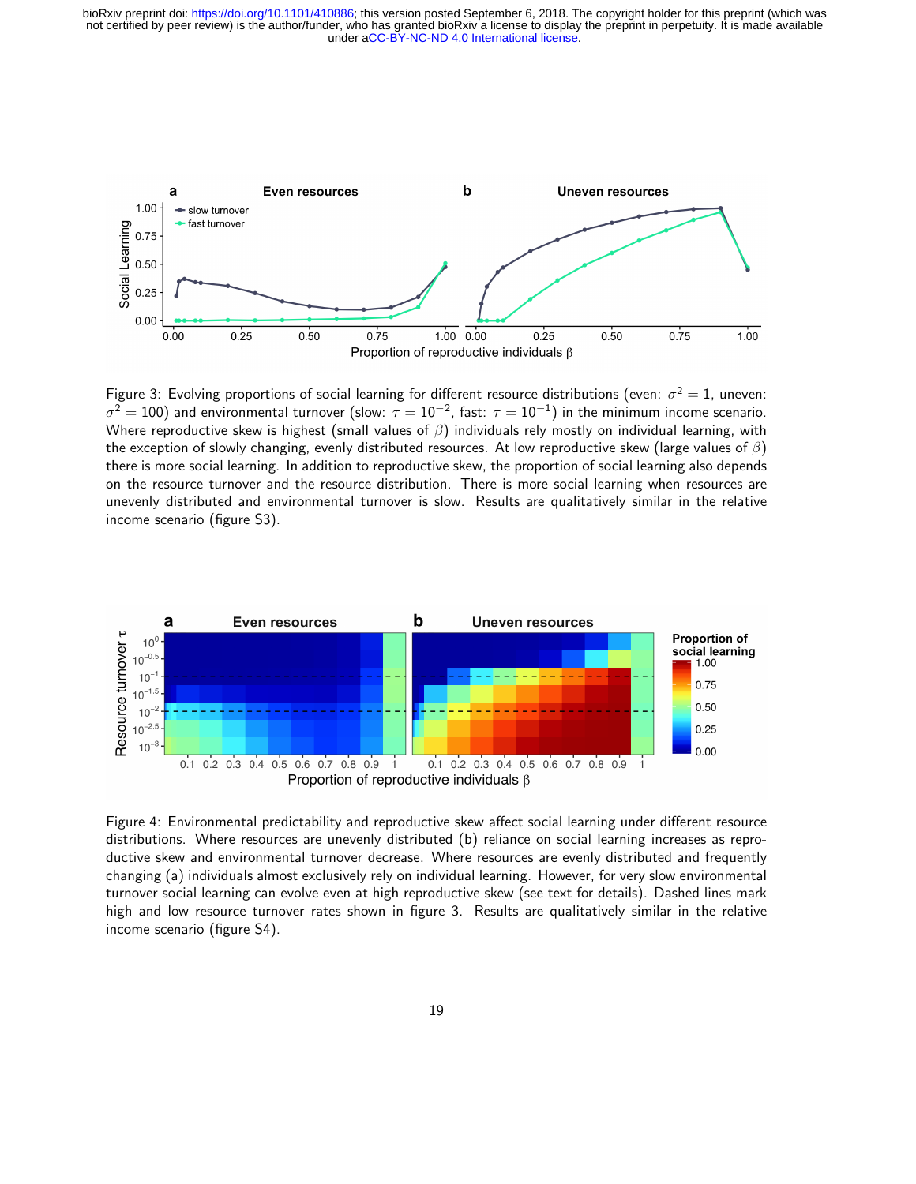a Even resources

b Uneven resources

slow turnover
fast turnover

Social Learning

1.00
0.75
0.50
0.25
0.00

0.00 0.25 0.50 0.75 1.00

Proportion of reproductive individuals β

Figure 3: Evolving proportions of social learning for different resource distributions (even: $\sigma^2 = 1$, uneven: $\sigma^2 = 100$) and environmental turnover (slow: $\tau = 10^{-2}$, fast: $\tau = 10^{-1}$) in the minimum income scenario. Where reproductive skew is highest (small values of $\beta$) individuals rely mostly on individual learning, with the exception of slowly changing, evenly distributed resources. At low reproductive skew (large values of $\beta$) there is more social learning. In addition to reproductive skew, the proportion of social learning also depends on the resource turnover and the resource distribution. There is more social learning when resources are unevenly distributed and environmental turnover is slow. Results are qualitatively similar in the relative income scenario (figure S3).

a Even resources

b Uneven resources

Resource turnover τ

$10^{0}$
$10^{-0.5}$
$10^{-1}$
$10^{-1.5}$
$10^{-2}$
$10^{-2.5}$
$10^{-3}$

0.1 0.2 0.3 0.4 0.5 0.6 0.7 0.8 0.9 1

Proportion of reproductive individuals β

Proportion of social learning

1.00
0.75
0.50
0.25
0.00

Figure 4: Environmental predictability and reproductive skew affect social learning under different resource distributions. Where resources are unevenly distributed (b) reliance on social learning increases as reproductive skew and environmental turnover decrease. Where resources are evenly distributed and frequently changing (a) individuals almost exclusively rely on individual learning. However, for very slow environmental turnover social learning can evolve even at high reproductive skew (see text for details). Dashed lines mark high and low resource turnover rates shown in figure 3. Results are qualitatively similar in the relative income scenario (figure S4).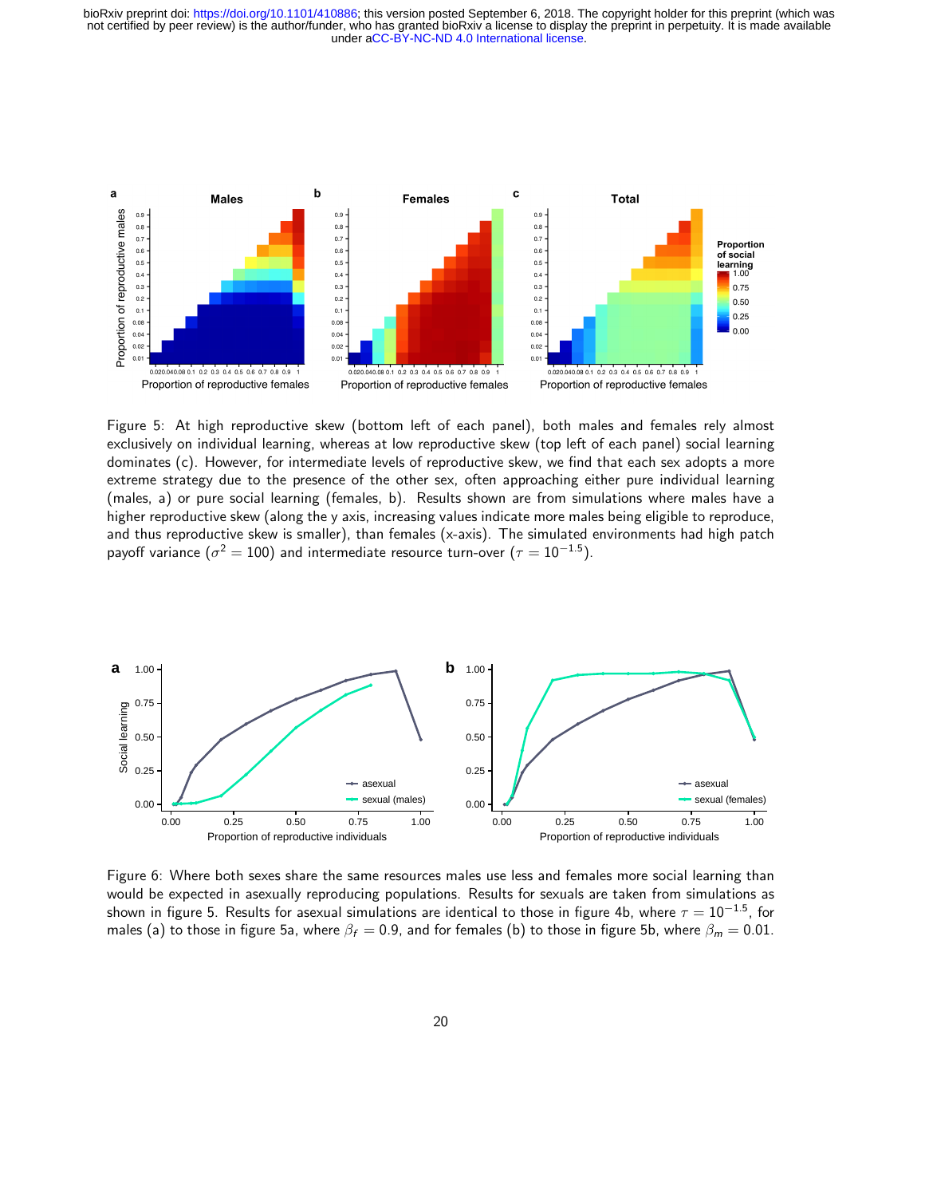**a** Males

Proportion of reproductive males

Proportion of reproductive females

**b** Females

Proportion of reproductive females

**c** Total

Proportion of reproductive females

Proportion of social learning

1.00

0.75

0.50

0.25

0.00

Figure 5: At high reproductive skew (bottom left of each panel), both males and females rely almost exclusively on individual learning, whereas at low reproductive skew (top left of each panel) social learning dominates (c). However, for intermediate levels of reproductive skew, we find that each sex adopts a more extreme strategy due to the presence of the other sex, often approaching either pure individual learning (males, a) or pure social learning (females, b). Results shown are from simulations where males have a higher reproductive skew (along the y axis, increasing values indicate more males being eligible to reproduce, and thus reproductive skew is smaller), than females (x-axis). The simulated environments had high patch payoff variance ($\sigma^2 = 100$) and intermediate resource turn-over ($\tau = 10^{-1.5}$).

**a**

Social learning

Proportion of reproductive individuals

asexual

sexual (males)

**b**

Proportion of reproductive individuals

asexual

sexual (females)

Figure 6: Where both sexes share the same resources males use less and females more social learning than would be expected in asexually reproducing populations. Results for sexuals are taken from simulations as shown in figure 5. Results for asexual simulations are identical to those in figure 4b, where $\tau = 10^{-1.5}$, for males (a) to those in figure 5a, where $\beta_f = 0.9$, and for females (b) to those in figure 5b, where $\beta_m = 0.01$.